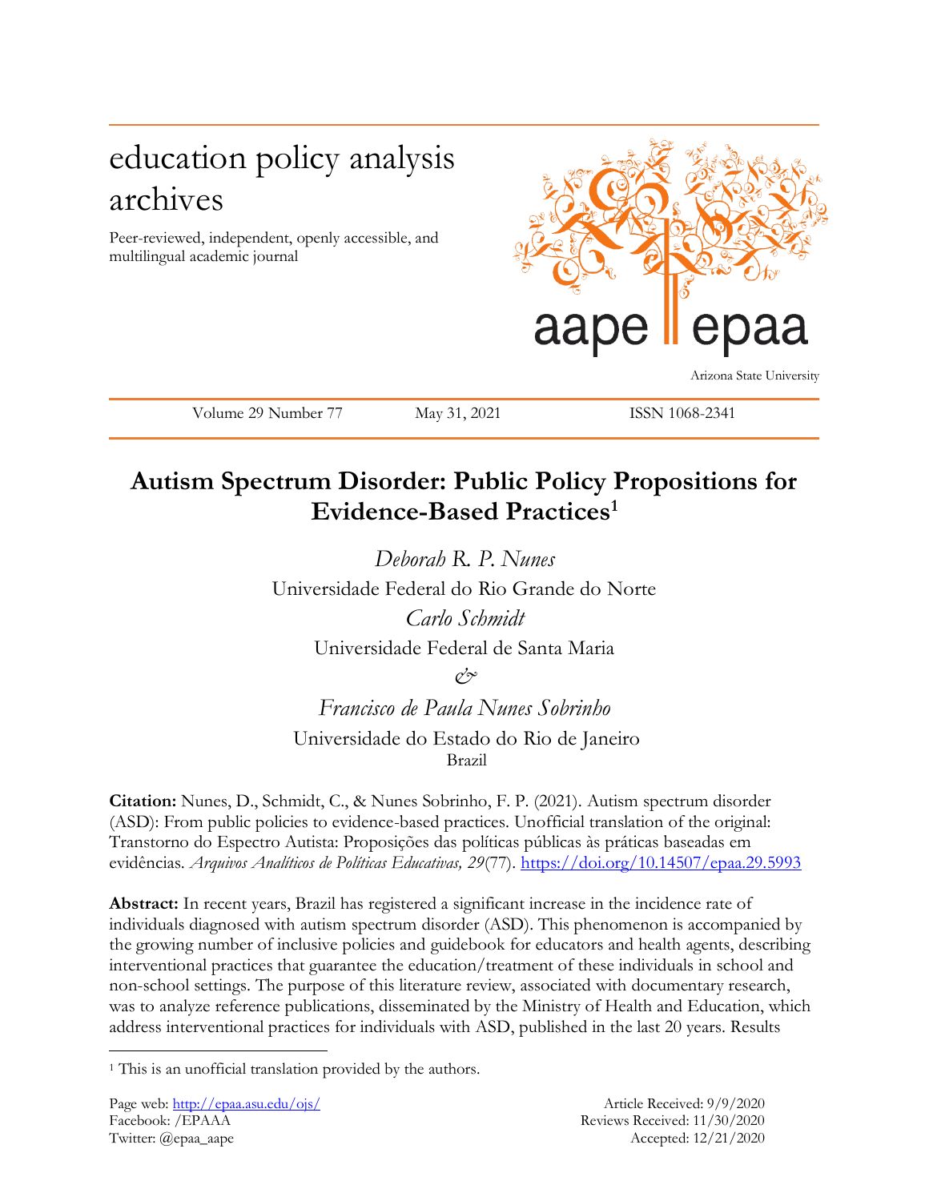education policy analysis archives

Peer-reviewed, independent, openly accessible, and multilingual academic journal

aape epaa

Arizona State University

Volume 29 Number 77 May 31, 2021 ISSN 1068-2341

# Autism Spectrum Disorder: Public Policy Propositions for Evidence-Based Practices[1]

*Deborah R. P. Nunes*
Universidade Federal do Rio Grande do Norte

*Carlo Schmidt*
Universidade Federal de Santa Maria

*&*

*Francisco de Paula Nunes Sobrinho*
Universidade do Estado do Rio de Janeiro
Brazil

**Citation:** Nunes, D., Schmidt, C., & Nunes Sobrinho, F. P. (2021). Autism spectrum disorder (ASD): From public policies to evidence-based practices. Unofficial translation of the original: Transtorno do Espectro Autista: Proposições das políticas públicas às práticas baseadas em evidências. *Arquivos Analíticos de Políticas Educativas, 29*(77). https://doi.org/10.14507/epaa.29.5993

**Abstract:** In recent years, Brazil has registered a significant increase in the incidence rate of individuals diagnosed with autism spectrum disorder (ASD). This phenomenon is accompanied by the growing number of inclusive policies and guidebook for educators and health agents, describing interventional practices that guarantee the education/treatment of these individuals in school and non-school settings. The purpose of this literature review, associated with documentary research, was to analyze reference publications, disseminated by the Ministry of Health and Education, which address interventional practices for individuals with ASD, published in the last 20 years. Results

[1] This is an unofficial translation provided by the authors.

Page web: http://epaa.asu.edu/ojs/
Facebook: /EPAAA
Twitter: @epaa_aape

Article Received: 9/9/2020
Reviews Received: 11/30/2020
Accepted: 12/21/2020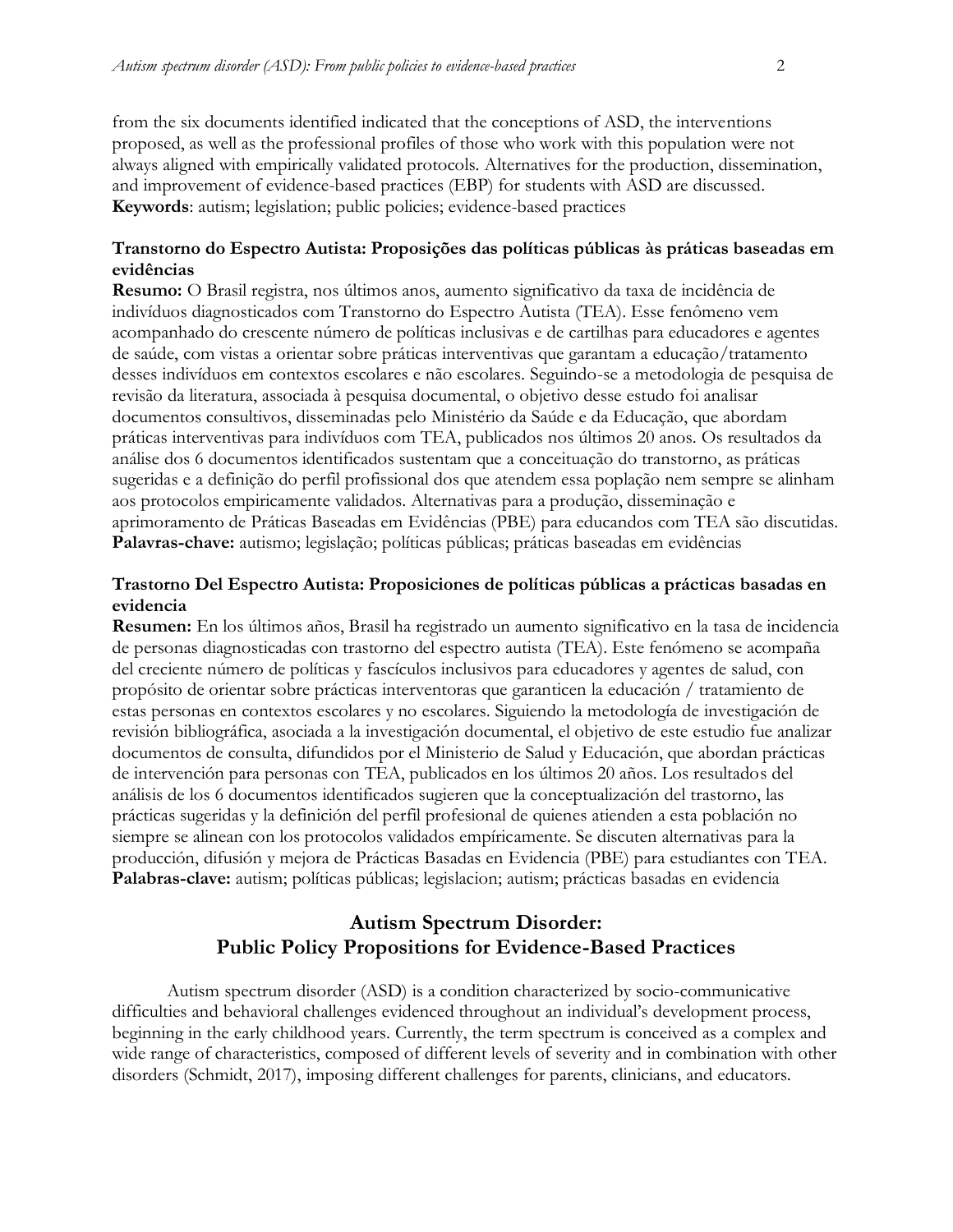from the six documents identified indicated that the conceptions of ASD, the interventions proposed, as well as the professional profiles of those who work with this population were not always aligned with empirically validated protocols. Alternatives for the production, dissemination, and improvement of evidence-based practices (EBP) for students with ASD are discussed.
**Keywords**: autism; legislation; public policies; evidence-based practices

**Transtorno do Espectro Autista: Proposições das políticas públicas às práticas baseadas em evidências**

**Resumo:** O Brasil registra, nos últimos anos, aumento significativo da taxa de incidência de indivíduos diagnosticados com Transtorno do Espectro Autista (TEA). Esse fenômeno vem acompanhado do crescente número de políticas inclusivas e de cartilhas para educadores e agentes de saúde, com vistas a orientar sobre práticas interventivas que garantam a educação/tratamento desses indivíduos em contextos escolares e não escolares. Seguindo-se a metodologia de pesquisa de revisão da literatura, associada à pesquisa documental, o objetivo desse estudo foi analisar documentos consultivos, disseminadas pelo Ministério da Saúde e da Educação, que abordam práticas interventivas para indivíduos com TEA, publicados nos últimos 20 anos. Os resultados da análise dos 6 documentos identificados sustentam que a conceituação do transtorno, as práticas sugeridas e a definição do perfil profissional dos que atendem essa poplação nem sempre se alinham aos protocolos empiricamente validados. Alternativas para a produção, disseminação e aprimoramento de Práticas Baseadas em Evidências (PBE) para educandos com TEA são discutidas.
**Palavras-chave:** autismo; legislação; políticas públicas; práticas baseadas em evidências

**Trastorno Del Espectro Autista: Proposiciones de políticas públicas a prácticas basadas en evidencia**

**Resumen:** En los últimos años, Brasil ha registrado un aumento significativo en la tasa de incidencia de personas diagnosticadas con trastorno del espectro autista (TEA). Este fenómeno se acompaña del creciente número de políticas y fascículos inclusivos para educadores y agentes de salud, con propósito de orientar sobre prácticas interventoras que garanticen la educación / tratamiento de estas personas en contextos escolares y no escolares. Siguiendo la metodología de investigación de revisión bibliográfica, asociada a la investigación documental, el objetivo de este estudio fue analizar documentos de consulta, difundidos por el Ministerio de Salud y Educación, que abordan prácticas de intervención para personas con TEA, publicados en los últimos 20 años. Los resultados del análisis de los 6 documentos identificados sugieren que la conceptualización del trastorno, las prácticas sugeridas y la definición del perfil profesional de quienes atienden a esta población no siempre se alinean con los protocolos validados empíricamente. Se discuten alternativas para la producción, difusión y mejora de Prácticas Basadas en Evidencia (PBE) para estudiantes con TEA.
**Palabras-clave:** autism; políticas públicas; legislacion; autism; prácticas basadas en evidencia

## Autism Spectrum Disorder: Public Policy Propositions for Evidence-Based Practices

Autism spectrum disorder (ASD) is a condition characterized by socio-communicative difficulties and behavioral challenges evidenced throughout an individual's development process, beginning in the early childhood years. Currently, the term spectrum is conceived as a complex and wide range of characteristics, composed of different levels of severity and in combination with other disorders (Schmidt, 2017), imposing different challenges for parents, clinicians, and educators.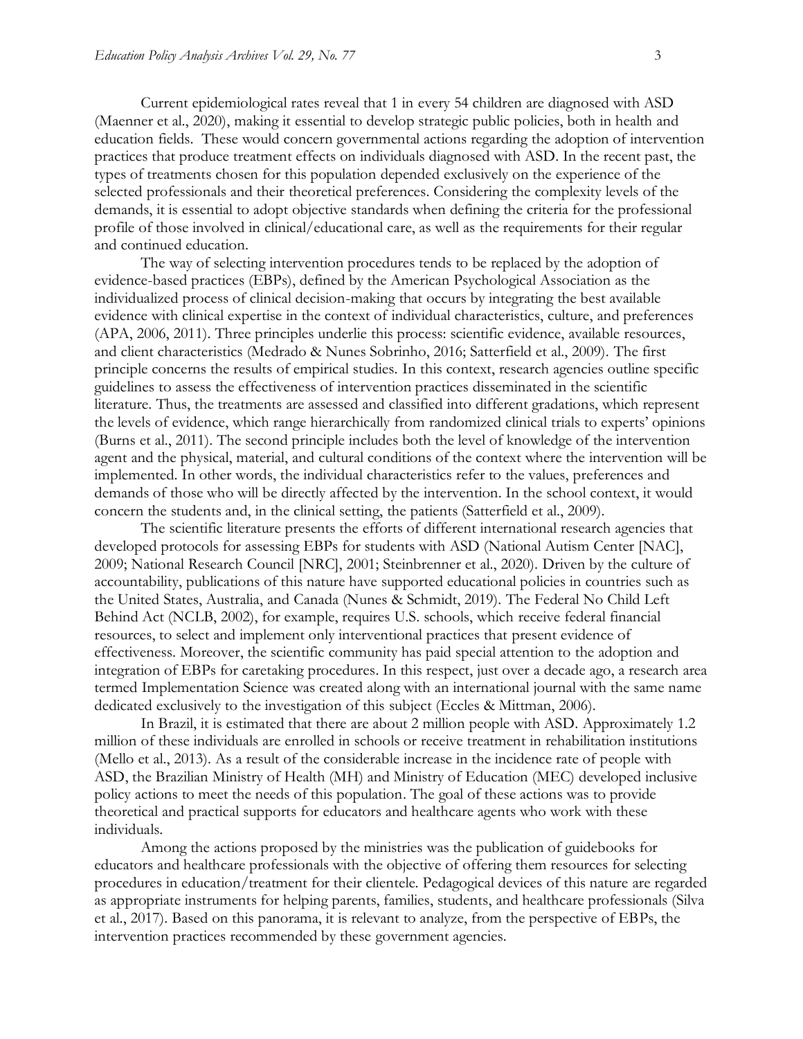Current epidemiological rates reveal that 1 in every 54 children are diagnosed with ASD (Maenner et al., 2020), making it essential to develop strategic public policies, both in health and education fields. These would concern governmental actions regarding the adoption of intervention practices that produce treatment effects on individuals diagnosed with ASD. In the recent past, the types of treatments chosen for this population depended exclusively on the experience of the selected professionals and their theoretical preferences. Considering the complexity levels of the demands, it is essential to adopt objective standards when defining the criteria for the professional profile of those involved in clinical/educational care, as well as the requirements for their regular and continued education.

The way of selecting intervention procedures tends to be replaced by the adoption of evidence-based practices (EBPs), defined by the American Psychological Association as the individualized process of clinical decision-making that occurs by integrating the best available evidence with clinical expertise in the context of individual characteristics, culture, and preferences (APA, 2006, 2011). Three principles underlie this process: scientific evidence, available resources, and client characteristics (Medrado & Nunes Sobrinho, 2016; Satterfield et al., 2009). The first principle concerns the results of empirical studies. In this context, research agencies outline specific guidelines to assess the effectiveness of intervention practices disseminated in the scientific literature. Thus, the treatments are assessed and classified into different gradations, which represent the levels of evidence, which range hierarchically from randomized clinical trials to experts' opinions (Burns et al., 2011). The second principle includes both the level of knowledge of the intervention agent and the physical, material, and cultural conditions of the context where the intervention will be implemented. In other words, the individual characteristics refer to the values, preferences and demands of those who will be directly affected by the intervention. In the school context, it would concern the students and, in the clinical setting, the patients (Satterfield et al., 2009).

The scientific literature presents the efforts of different international research agencies that developed protocols for assessing EBPs for students with ASD (National Autism Center [NAC], 2009; National Research Council [NRC], 2001; Steinbrenner et al., 2020). Driven by the culture of accountability, publications of this nature have supported educational policies in countries such as the United States, Australia, and Canada (Nunes & Schmidt, 2019). The Federal No Child Left Behind Act (NCLB, 2002), for example, requires U.S. schools, which receive federal financial resources, to select and implement only interventional practices that present evidence of effectiveness. Moreover, the scientific community has paid special attention to the adoption and integration of EBPs for caretaking procedures. In this respect, just over a decade ago, a research area termed Implementation Science was created along with an international journal with the same name dedicated exclusively to the investigation of this subject (Eccles & Mittman, 2006).

In Brazil, it is estimated that there are about 2 million people with ASD. Approximately 1.2 million of these individuals are enrolled in schools or receive treatment in rehabilitation institutions (Mello et al., 2013). As a result of the considerable increase in the incidence rate of people with ASD, the Brazilian Ministry of Health (MH) and Ministry of Education (MEC) developed inclusive policy actions to meet the needs of this population. The goal of these actions was to provide theoretical and practical supports for educators and healthcare agents who work with these individuals.

Among the actions proposed by the ministries was the publication of guidebooks for educators and healthcare professionals with the objective of offering them resources for selecting procedures in education/treatment for their clientele. Pedagogical devices of this nature are regarded as appropriate instruments for helping parents, families, students, and healthcare professionals (Silva et al., 2017). Based on this panorama, it is relevant to analyze, from the perspective of EBPs, the intervention practices recommended by these government agencies.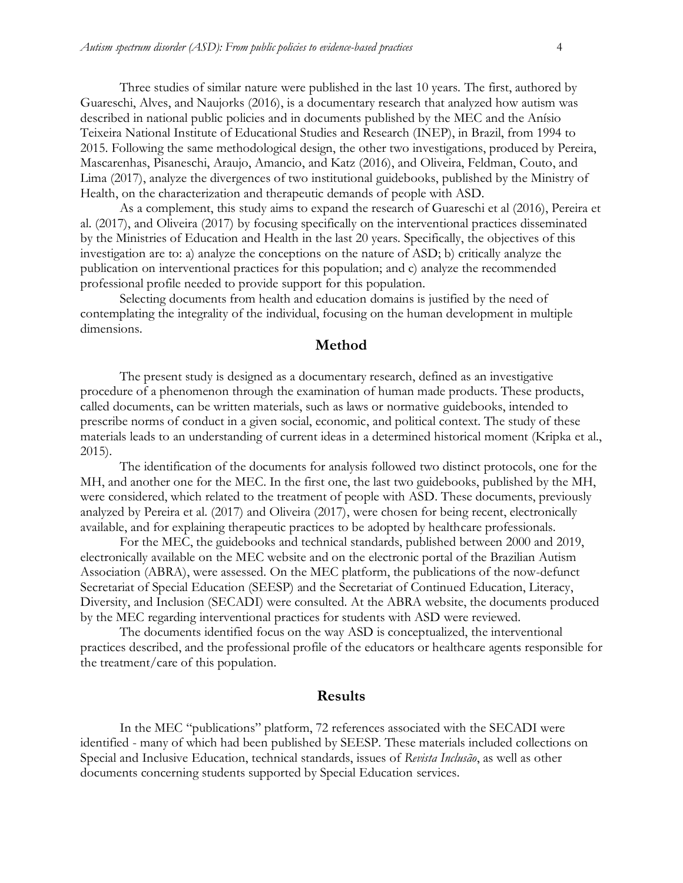Three studies of similar nature were published in the last 10 years. The first, authored by Guareschi, Alves, and Naujorks (2016), is a documentary research that analyzed how autism was described in national public policies and in documents published by the MEC and the Anísio Teixeira National Institute of Educational Studies and Research (INEP), in Brazil, from 1994 to 2015. Following the same methodological design, the other two investigations, produced by Pereira, Mascarenhas, Pisaneschi, Araujo, Amancio, and Katz (2016), and Oliveira, Feldman, Couto, and Lima (2017), analyze the divergences of two institutional guidebooks, published by the Ministry of Health, on the characterization and therapeutic demands of people with ASD.

As a complement, this study aims to expand the research of Guareschi et al (2016), Pereira et al. (2017), and Oliveira (2017) by focusing specifically on the interventional practices disseminated by the Ministries of Education and Health in the last 20 years. Specifically, the objectives of this investigation are to: a) analyze the conceptions on the nature of ASD; b) critically analyze the publication on interventional practices for this population; and c) analyze the recommended professional profile needed to provide support for this population.

Selecting documents from health and education domains is justified by the need of contemplating the integrality of the individual, focusing on the human development in multiple dimensions.

## Method

The present study is designed as a documentary research, defined as an investigative procedure of a phenomenon through the examination of human made products. These products, called documents, can be written materials, such as laws or normative guidebooks, intended to prescribe norms of conduct in a given social, economic, and political context. The study of these materials leads to an understanding of current ideas in a determined historical moment (Kripka et al., 2015).

The identification of the documents for analysis followed two distinct protocols, one for the MH, and another one for the MEC. In the first one, the last two guidebooks, published by the MH, were considered, which related to the treatment of people with ASD. These documents, previously analyzed by Pereira et al. (2017) and Oliveira (2017), were chosen for being recent, electronically available, and for explaining therapeutic practices to be adopted by healthcare professionals.

For the MEC, the guidebooks and technical standards, published between 2000 and 2019, electronically available on the MEC website and on the electronic portal of the Brazilian Autism Association (ABRA), were assessed. On the MEC platform, the publications of the now-defunct Secretariat of Special Education (SEESP) and the Secretariat of Continued Education, Literacy, Diversity, and Inclusion (SECADI) were consulted. At the ABRA website, the documents produced by the MEC regarding interventional practices for students with ASD were reviewed.

The documents identified focus on the way ASD is conceptualized, the interventional practices described, and the professional profile of the educators or healthcare agents responsible for the treatment/care of this population.

## Results

In the MEC "publications" platform, 72 references associated with the SECADI were identified - many of which had been published by SEESP. These materials included collections on Special and Inclusive Education, technical standards, issues of *Revista Inclusão*, as well as other documents concerning students supported by Special Education services.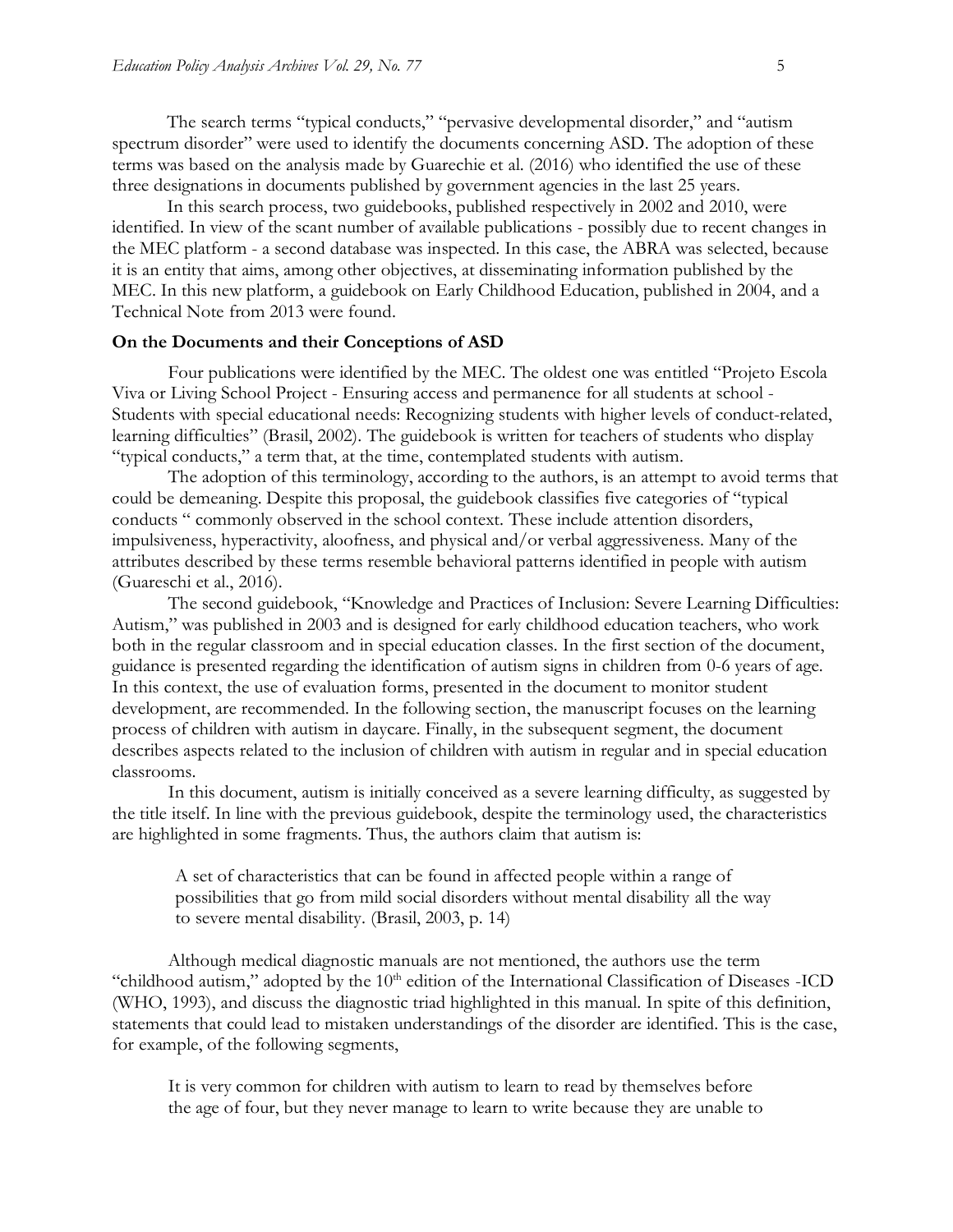The search terms "typical conducts," "pervasive developmental disorder," and "autism spectrum disorder" were used to identify the documents concerning ASD. The adoption of these terms was based on the analysis made by Guarechie et al. (2016) who identified the use of these three designations in documents published by government agencies in the last 25 years.

In this search process, two guidebooks, published respectively in 2002 and 2010, were identified. In view of the scant number of available publications - possibly due to recent changes in the MEC platform - a second database was inspected. In this case, the ABRA was selected, because it is an entity that aims, among other objectives, at disseminating information published by the MEC. In this new platform, a guidebook on Early Childhood Education, published in 2004, and a Technical Note from 2013 were found.

### On the Documents and their Conceptions of ASD

Four publications were identified by the MEC. The oldest one was entitled "Projeto Escola Viva or Living School Project - Ensuring access and permanence for all students at school - Students with special educational needs: Recognizing students with higher levels of conduct-related, learning difficulties" (Brasil, 2002). The guidebook is written for teachers of students who display "typical conducts," a term that, at the time, contemplated students with autism.

The adoption of this terminology, according to the authors, is an attempt to avoid terms that could be demeaning. Despite this proposal, the guidebook classifies five categories of "typical conducts " commonly observed in the school context. These include attention disorders, impulsiveness, hyperactivity, aloofness, and physical and/or verbal aggressiveness. Many of the attributes described by these terms resemble behavioral patterns identified in people with autism (Guareschi et al., 2016).

The second guidebook, "Knowledge and Practices of Inclusion: Severe Learning Difficulties: Autism," was published in 2003 and is designed for early childhood education teachers, who work both in the regular classroom and in special education classes. In the first section of the document, guidance is presented regarding the identification of autism signs in children from 0-6 years of age. In this context, the use of evaluation forms, presented in the document to monitor student development, are recommended. In the following section, the manuscript focuses on the learning process of children with autism in daycare. Finally, in the subsequent segment, the document describes aspects related to the inclusion of children with autism in regular and in special education classrooms.

In this document, autism is initially conceived as a severe learning difficulty, as suggested by the title itself. In line with the previous guidebook, despite the terminology used, the characteristics are highlighted in some fragments. Thus, the authors claim that autism is:

> A set of characteristics that can be found in affected people within a range of possibilities that go from mild social disorders without mental disability all the way to severe mental disability. (Brasil, 2003, p. 14)

Although medical diagnostic manuals are not mentioned, the authors use the term "childhood autism," adopted by the 10th edition of the International Classification of Diseases -ICD (WHO, 1993), and discuss the diagnostic triad highlighted in this manual. In spite of this definition, statements that could lead to mistaken understandings of the disorder are identified. This is the case, for example, of the following segments,

> It is very common for children with autism to learn to read by themselves before the age of four, but they never manage to learn to write because they are unable to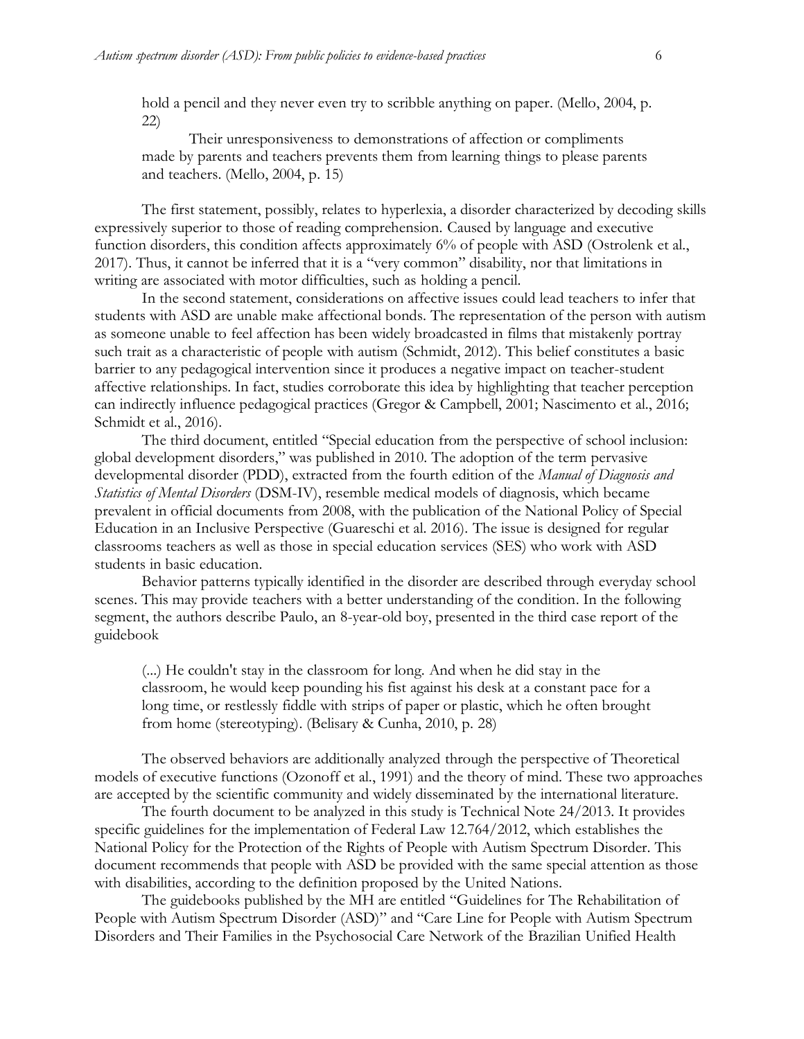> hold a pencil and they never even try to scribble anything on paper. (Mello, 2004, p. 22)
>
> Their unresponsiveness to demonstrations of affection or compliments made by parents and teachers prevents them from learning things to please parents and teachers. (Mello, 2004, p. 15)

The first statement, possibly, relates to hyperlexia, a disorder characterized by decoding skills expressively superior to those of reading comprehension. Caused by language and executive function disorders, this condition affects approximately 6% of people with ASD (Ostrolenk et al., 2017). Thus, it cannot be inferred that it is a "very common" disability, nor that limitations in writing are associated with motor difficulties, such as holding a pencil.

In the second statement, considerations on affective issues could lead teachers to infer that students with ASD are unable make affectional bonds. The representation of the person with autism as someone unable to feel affection has been widely broadcasted in films that mistakenly portray such trait as a characteristic of people with autism (Schmidt, 2012). This belief constitutes a basic barrier to any pedagogical intervention since it produces a negative impact on teacher-student affective relationships. In fact, studies corroborate this idea by highlighting that teacher perception can indirectly influence pedagogical practices (Gregor & Campbell, 2001; Nascimento et al., 2016; Schmidt et al., 2016).

The third document, entitled "Special education from the perspective of school inclusion: global development disorders," was published in 2010. The adoption of the term pervasive developmental disorder (PDD), extracted from the fourth edition of the *Manual of Diagnosis and Statistics of Mental Disorders* (DSM-IV), resemble medical models of diagnosis, which became prevalent in official documents from 2008, with the publication of the National Policy of Special Education in an Inclusive Perspective (Guareschi et al. 2016). The issue is designed for regular classrooms teachers as well as those in special education services (SES) who work with ASD students in basic education.

Behavior patterns typically identified in the disorder are described through everyday school scenes. This may provide teachers with a better understanding of the condition. In the following segment, the authors describe Paulo, an 8-year-old boy, presented in the third case report of the guidebook

> (...) He couldn't stay in the classroom for long. And when he did stay in the classroom, he would keep pounding his fist against his desk at a constant pace for a long time, or restlessly fiddle with strips of paper or plastic, which he often brought from home (stereotyping). (Belisary & Cunha, 2010, p. 28)

The observed behaviors are additionally analyzed through the perspective of Theoretical models of executive functions (Ozonoff et al., 1991) and the theory of mind. These two approaches are accepted by the scientific community and widely disseminated by the international literature.

The fourth document to be analyzed in this study is Technical Note 24/2013. It provides specific guidelines for the implementation of Federal Law 12.764/2012, which establishes the National Policy for the Protection of the Rights of People with Autism Spectrum Disorder. This document recommends that people with ASD be provided with the same special attention as those with disabilities, according to the definition proposed by the United Nations.

The guidebooks published by the MH are entitled "Guidelines for The Rehabilitation of People with Autism Spectrum Disorder (ASD)" and "Care Line for People with Autism Spectrum Disorders and Their Families in the Psychosocial Care Network of the Brazilian Unified Health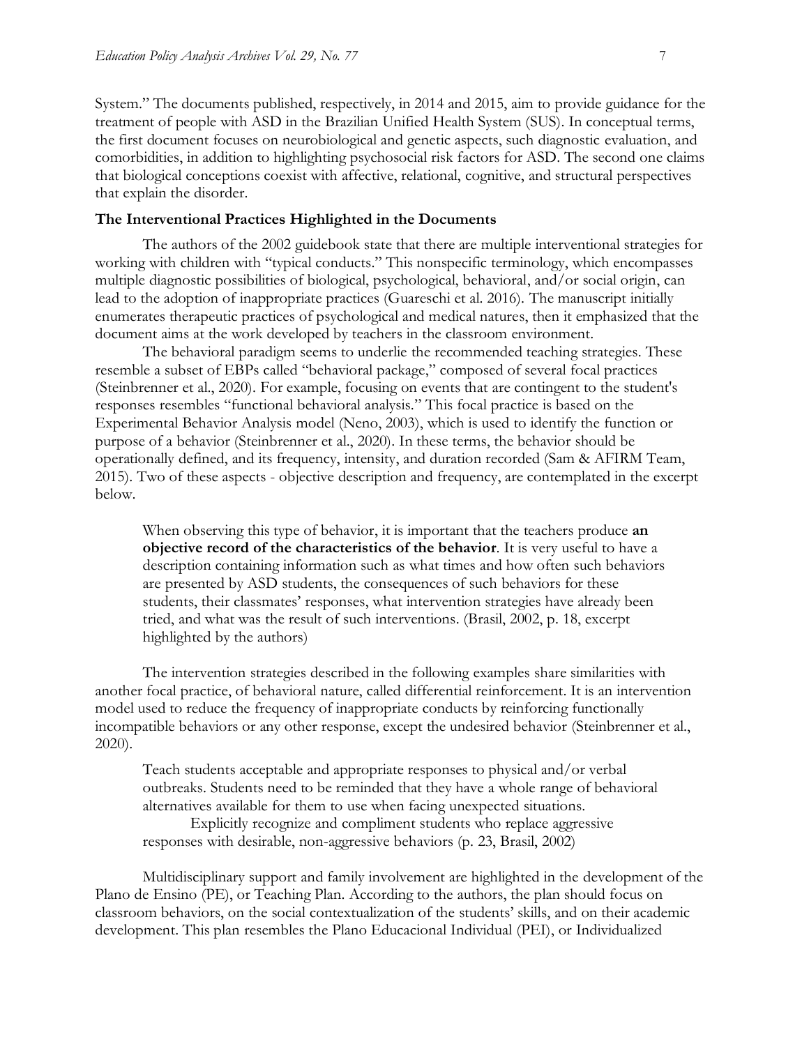System." The documents published, respectively, in 2014 and 2015, aim to provide guidance for the treatment of people with ASD in the Brazilian Unified Health System (SUS). In conceptual terms, the first document focuses on neurobiological and genetic aspects, such diagnostic evaluation, and comorbidities, in addition to highlighting psychosocial risk factors for ASD. The second one claims that biological conceptions coexist with affective, relational, cognitive, and structural perspectives that explain the disorder.

### The Interventional Practices Highlighted in the Documents

The authors of the 2002 guidebook state that there are multiple interventional strategies for working with children with "typical conducts." This nonspecific terminology, which encompasses multiple diagnostic possibilities of biological, psychological, behavioral, and/or social origin, can lead to the adoption of inappropriate practices (Guareschi et al. 2016). The manuscript initially enumerates therapeutic practices of psychological and medical natures, then it emphasized that the document aims at the work developed by teachers in the classroom environment.

The behavioral paradigm seems to underlie the recommended teaching strategies. These resemble a subset of EBPs called "behavioral package," composed of several focal practices (Steinbrenner et al., 2020). For example, focusing on events that are contingent to the student's responses resembles "functional behavioral analysis." This focal practice is based on the Experimental Behavior Analysis model (Neno, 2003), which is used to identify the function or purpose of a behavior (Steinbrenner et al., 2020). In these terms, the behavior should be operationally defined, and its frequency, intensity, and duration recorded (Sam & AFIRM Team, 2015). Two of these aspects - objective description and frequency, are contemplated in the excerpt below.

> When observing this type of behavior, it is important that the teachers produce **an objective record of the characteristics of the behavior**. It is very useful to have a description containing information such as what times and how often such behaviors are presented by ASD students, the consequences of such behaviors for these students, their classmates' responses, what intervention strategies have already been tried, and what was the result of such interventions. (Brasil, 2002, p. 18, excerpt highlighted by the authors)

The intervention strategies described in the following examples share similarities with another focal practice, of behavioral nature, called differential reinforcement. It is an intervention model used to reduce the frequency of inappropriate conducts by reinforcing functionally incompatible behaviors or any other response, except the undesired behavior (Steinbrenner et al., 2020).

> Teach students acceptable and appropriate responses to physical and/or verbal outbreaks. Students need to be reminded that they have a whole range of behavioral alternatives available for them to use when facing unexpected situations.
>
> Explicitly recognize and compliment students who replace aggressive responses with desirable, non-aggressive behaviors (p. 23, Brasil, 2002)

Multidisciplinary support and family involvement are highlighted in the development of the Plano de Ensino (PE), or Teaching Plan. According to the authors, the plan should focus on classroom behaviors, on the social contextualization of the students' skills, and on their academic development. This plan resembles the Plano Educacional Individual (PEI), or Individualized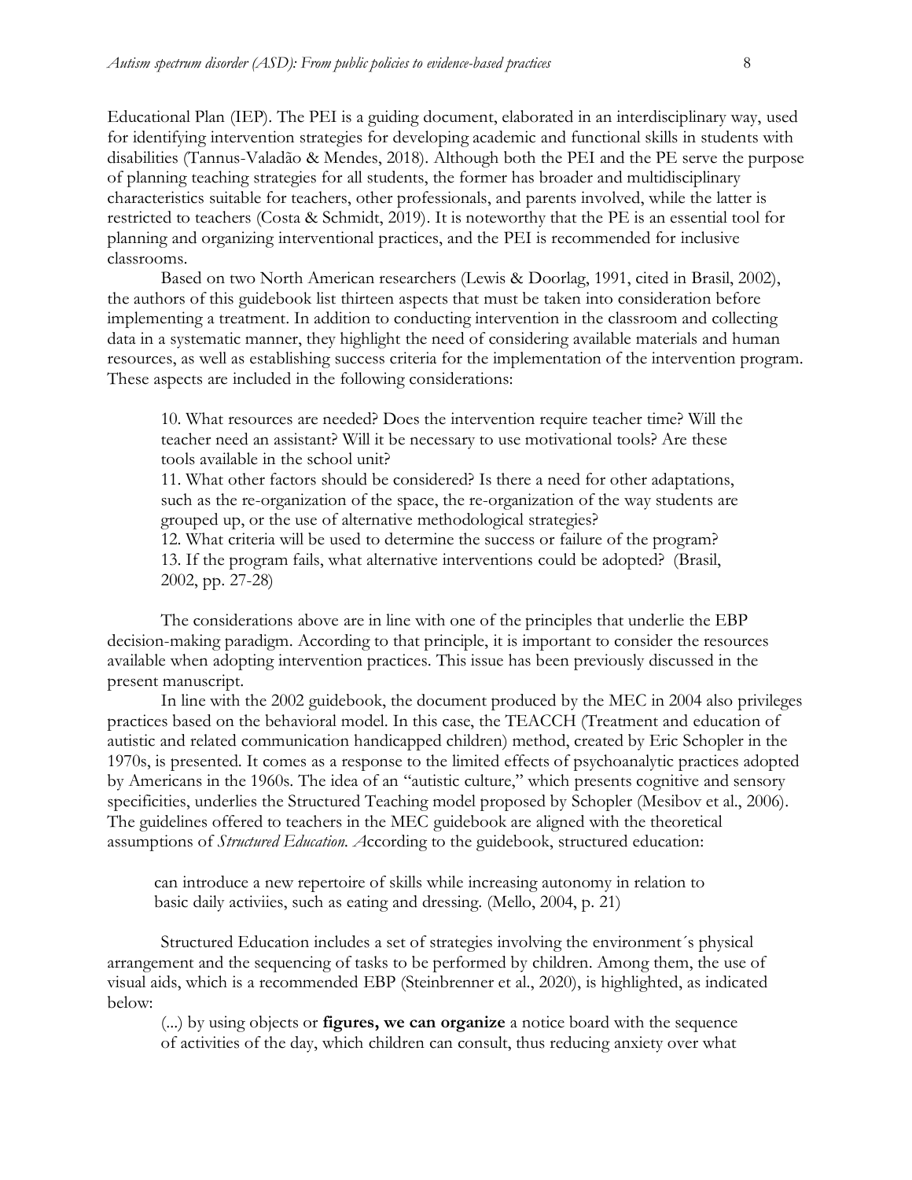Educational Plan (IEP). The PEI is a guiding document, elaborated in an interdisciplinary way, used for identifying intervention strategies for developing academic and functional skills in students with disabilities (Tannus-Valadão & Mendes, 2018). Although both the PEI and the PE serve the purpose of planning teaching strategies for all students, the former has broader and multidisciplinary characteristics suitable for teachers, other professionals, and parents involved, while the latter is restricted to teachers (Costa & Schmidt, 2019). It is noteworthy that the PE is an essential tool for planning and organizing interventional practices, and the PEI is recommended for inclusive classrooms.

Based on two North American researchers (Lewis & Doorlag, 1991, cited in Brasil, 2002), the authors of this guidebook list thirteen aspects that must be taken into consideration before implementing a treatment. In addition to conducting intervention in the classroom and collecting data in a systematic manner, they highlight the need of considering available materials and human resources, as well as establishing success criteria for the implementation of the intervention program. These aspects are included in the following considerations:

> 10. What resources are needed? Does the intervention require teacher time? Will the teacher need an assistant? Will it be necessary to use motivational tools? Are these tools available in the school unit?
> 11. What other factors should be considered? Is there a need for other adaptations, such as the re-organization of the space, the re-organization of the way students are grouped up, or the use of alternative methodological strategies?
> 12. What criteria will be used to determine the success or failure of the program?
> 13. If the program fails, what alternative interventions could be adopted? (Brasil, 2002, pp. 27-28)

The considerations above are in line with one of the principles that underlie the EBP decision-making paradigm. According to that principle, it is important to consider the resources available when adopting intervention practices. This issue has been previously discussed in the present manuscript.

In line with the 2002 guidebook, the document produced by the MEC in 2004 also privileges practices based on the behavioral model. In this case, the TEACCH (Treatment and education of autistic and related communication handicapped children) method, created by Eric Schopler in the 1970s, is presented. It comes as a response to the limited effects of psychoanalytic practices adopted by Americans in the 1960s. The idea of an "autistic culture," which presents cognitive and sensory specificities, underlies the Structured Teaching model proposed by Schopler (Mesibov et al., 2006). The guidelines offered to teachers in the MEC guidebook are aligned with the theoretical assumptions of *Structured Education. A*ccording to the guidebook, structured education:

> can introduce a new repertoire of skills while increasing autonomy in relation to basic daily activiies, such as eating and dressing. (Mello, 2004, p. 21)

Structured Education includes a set of strategies involving the environment´s physical arrangement and the sequencing of tasks to be performed by children. Among them, the use of visual aids, which is a recommended EBP (Steinbrenner et al., 2020), is highlighted, as indicated below:

> (...) by using objects or **figures, we can organize** a notice board with the sequence of activities of the day, which children can consult, thus reducing anxiety over what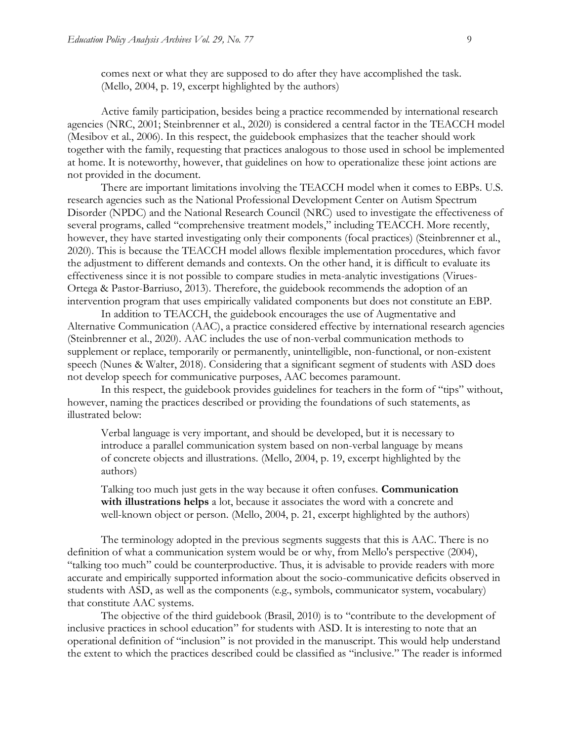> comes next or what they are supposed to do after they have accomplished the task. (Mello, 2004, p. 19, excerpt highlighted by the authors)

Active family participation, besides being a practice recommended by international research agencies (NRC, 2001; Steinbrenner et al., 2020) is considered a central factor in the TEACCH model (Mesibov et al., 2006). In this respect, the guidebook emphasizes that the teacher should work together with the family, requesting that practices analogous to those used in school be implemented at home. It is noteworthy, however, that guidelines on how to operationalize these joint actions are not provided in the document.

There are important limitations involving the TEACCH model when it comes to EBPs. U.S. research agencies such as the National Professional Development Center on Autism Spectrum Disorder (NPDC) and the National Research Council (NRC) used to investigate the effectiveness of several programs, called "comprehensive treatment models," including TEACCH. More recently, however, they have started investigating only their components (focal practices) (Steinbrenner et al., 2020). This is because the TEACCH model allows flexible implementation procedures, which favor the adjustment to different demands and contexts. On the other hand, it is difficult to evaluate its effectiveness since it is not possible to compare studies in meta-analytic investigations (Virues-Ortega & Pastor-Barriuso, 2013). Therefore, the guidebook recommends the adoption of an intervention program that uses empirically validated components but does not constitute an EBP.

In addition to TEACCH, the guidebook encourages the use of Augmentative and Alternative Communication (AAC), a practice considered effective by international research agencies (Steinbrenner et al., 2020). AAC includes the use of non-verbal communication methods to supplement or replace, temporarily or permanently, unintelligible, non-functional, or non-existent speech (Nunes & Walter, 2018). Considering that a significant segment of students with ASD does not develop speech for communicative purposes, AAC becomes paramount.

In this respect, the guidebook provides guidelines for teachers in the form of "tips" without, however, naming the practices described or providing the foundations of such statements, as illustrated below:

> Verbal language is very important, and should be developed, but it is necessary to introduce a parallel communication system based on non-verbal language by means of concrete objects and illustrations. (Mello, 2004, p. 19, excerpt highlighted by the authors)

> Talking too much just gets in the way because it often confuses. **Communication with illustrations helps** a lot, because it associates the word with a concrete and well-known object or person. (Mello, 2004, p. 21, excerpt highlighted by the authors)

The terminology adopted in the previous segments suggests that this is AAC. There is no definition of what a communication system would be or why, from Mello's perspective (2004), "talking too much" could be counterproductive. Thus, it is advisable to provide readers with more accurate and empirically supported information about the socio-communicative deficits observed in students with ASD, as well as the components (e.g., symbols, communicator system, vocabulary) that constitute AAC systems.

The objective of the third guidebook (Brasil, 2010) is to "contribute to the development of inclusive practices in school education" for students with ASD. It is interesting to note that an operational definition of "inclusion" is not provided in the manuscript. This would help understand the extent to which the practices described could be classified as "inclusive." The reader is informed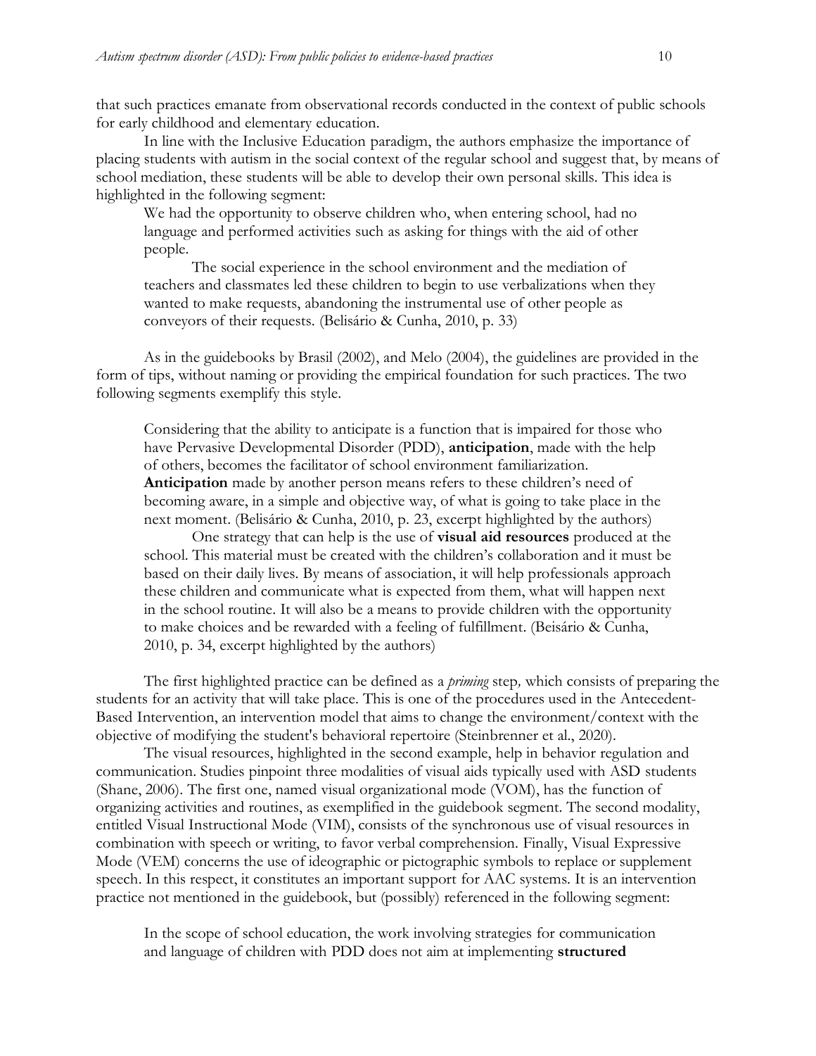that such practices emanate from observational records conducted in the context of public schools for early childhood and elementary education.

In line with the Inclusive Education paradigm, the authors emphasize the importance of placing students with autism in the social context of the regular school and suggest that, by means of school mediation, these students will be able to develop their own personal skills. This idea is highlighted in the following segment:

> We had the opportunity to observe children who, when entering school, had no language and performed activities such as asking for things with the aid of other people.
>
> The social experience in the school environment and the mediation of teachers and classmates led these children to begin to use verbalizations when they wanted to make requests, abandoning the instrumental use of other people as conveyors of their requests. (Belisário & Cunha, 2010, p. 33)

As in the guidebooks by Brasil (2002), and Melo (2004), the guidelines are provided in the form of tips, without naming or providing the empirical foundation for such practices. The two following segments exemplify this style.

> Considering that the ability to anticipate is a function that is impaired for those who have Pervasive Developmental Disorder (PDD), **anticipation**, made with the help of others, becomes the facilitator of school environment familiarization. **Anticipation** made by another person means refers to these children's need of becoming aware, in a simple and objective way, of what is going to take place in the next moment. (Belisário & Cunha, 2010, p. 23, excerpt highlighted by the authors)
>
> One strategy that can help is the use of **visual aid resources** produced at the school. This material must be created with the children's collaboration and it must be based on their daily lives. By means of association, it will help professionals approach these children and communicate what is expected from them, what will happen next in the school routine. It will also be a means to provide children with the opportunity to make choices and be rewarded with a feeling of fulfillment. (Beisário & Cunha, 2010, p. 34, excerpt highlighted by the authors)

The first highlighted practice can be defined as a *priming* step, which consists of preparing the students for an activity that will take place. This is one of the procedures used in the Antecedent-Based Intervention, an intervention model that aims to change the environment/context with the objective of modifying the student's behavioral repertoire (Steinbrenner et al., 2020).

The visual resources, highlighted in the second example, help in behavior regulation and communication. Studies pinpoint three modalities of visual aids typically used with ASD students (Shane, 2006). The first one, named visual organizational mode (VOM), has the function of organizing activities and routines, as exemplified in the guidebook segment. The second modality, entitled Visual Instructional Mode (VIM), consists of the synchronous use of visual resources in combination with speech or writing, to favor verbal comprehension. Finally, Visual Expressive Mode (VEM) concerns the use of ideographic or pictographic symbols to replace or supplement speech. In this respect, it constitutes an important support for AAC systems. It is an intervention practice not mentioned in the guidebook, but (possibly) referenced in the following segment:

> In the scope of school education, the work involving strategies for communication and language of children with PDD does not aim at implementing **structured**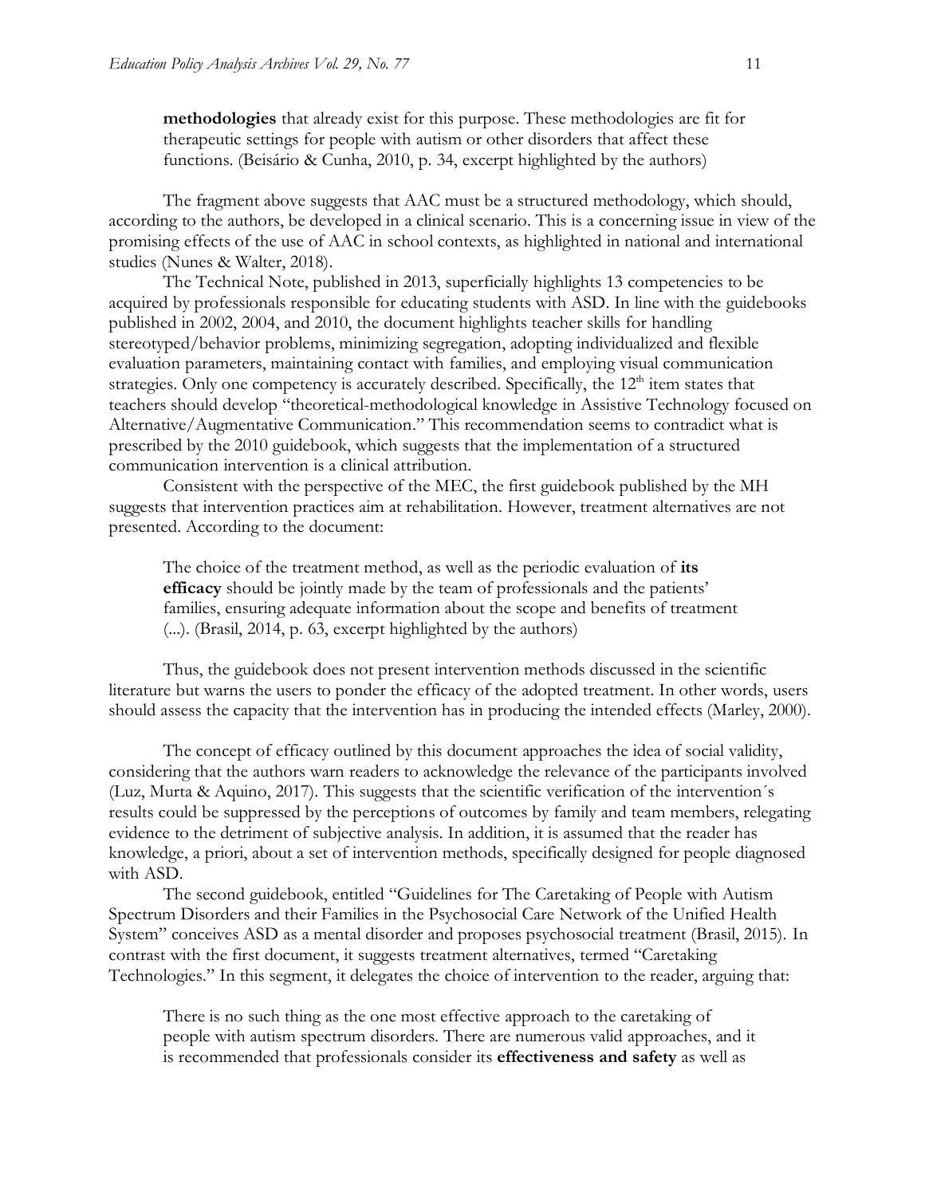> **methodologies** that already exist for this purpose. These methodologies are fit for therapeutic settings for people with autism or other disorders that affect these functions. (Beisário & Cunha, 2010, p. 34, excerpt highlighted by the authors)

The fragment above suggests that AAC must be a structured methodology, which should, according to the authors, be developed in a clinical scenario. This is a concerning issue in view of the promising effects of the use of AAC in school contexts, as highlighted in national and international studies (Nunes & Walter, 2018).

The Technical Note, published in 2013, superficially highlights 13 competencies to be acquired by professionals responsible for educating students with ASD. In line with the guidebooks published in 2002, 2004, and 2010, the document highlights teacher skills for handling stereotyped/behavior problems, minimizing segregation, adopting individualized and flexible evaluation parameters, maintaining contact with families, and employing visual communication strategies. Only one competency is accurately described. Specifically, the 12th item states that teachers should develop "theoretical-methodological knowledge in Assistive Technology focused on Alternative/Augmentative Communication." This recommendation seems to contradict what is prescribed by the 2010 guidebook, which suggests that the implementation of a structured communication intervention is a clinical attribution.

Consistent with the perspective of the MEC, the first guidebook published by the MH suggests that intervention practices aim at rehabilitation. However, treatment alternatives are not presented. According to the document:

> The choice of the treatment method, as well as the periodic evaluation of **its efficacy** should be jointly made by the team of professionals and the patients' families, ensuring adequate information about the scope and benefits of treatment (...). (Brasil, 2014, p. 63, excerpt highlighted by the authors)

Thus, the guidebook does not present intervention methods discussed in the scientific literature but warns the users to ponder the efficacy of the adopted treatment. In other words, users should assess the capacity that the intervention has in producing the intended effects (Marley, 2000).

The concept of efficacy outlined by this document approaches the idea of social validity, considering that the authors warn readers to acknowledge the relevance of the participants involved (Luz, Murta & Aquino, 2017). This suggests that the scientific verification of the intervention´s results could be suppressed by the perceptions of outcomes by family and team members, relegating evidence to the detriment of subjective analysis. In addition, it is assumed that the reader has knowledge, a priori, about a set of intervention methods, specifically designed for people diagnosed with ASD.

The second guidebook, entitled "Guidelines for The Caretaking of People with Autism Spectrum Disorders and their Families in the Psychosocial Care Network of the Unified Health System" conceives ASD as a mental disorder and proposes psychosocial treatment (Brasil, 2015). In contrast with the first document, it suggests treatment alternatives, termed "Caretaking Technologies." In this segment, it delegates the choice of intervention to the reader, arguing that:

> There is no such thing as the one most effective approach to the caretaking of people with autism spectrum disorders. There are numerous valid approaches, and it is recommended that professionals consider its **effectiveness and safety** as well as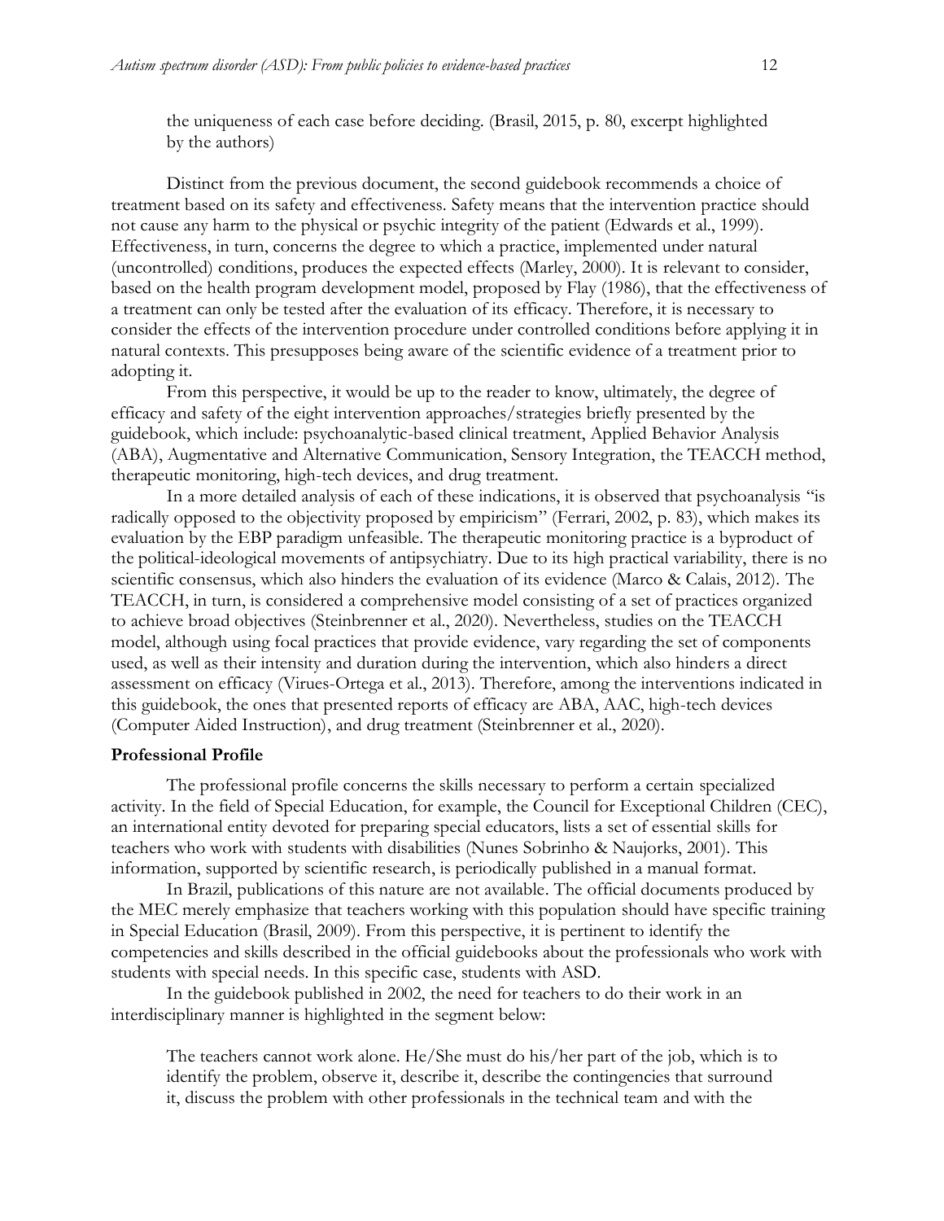> the uniqueness of each case before deciding. (Brasil, 2015, p. 80, excerpt highlighted by the authors)

Distinct from the previous document, the second guidebook recommends a choice of treatment based on its safety and effectiveness. Safety means that the intervention practice should not cause any harm to the physical or psychic integrity of the patient (Edwards et al., 1999). Effectiveness, in turn, concerns the degree to which a practice, implemented under natural (uncontrolled) conditions, produces the expected effects (Marley, 2000). It is relevant to consider, based on the health program development model, proposed by Flay (1986), that the effectiveness of a treatment can only be tested after the evaluation of its efficacy. Therefore, it is necessary to consider the effects of the intervention procedure under controlled conditions before applying it in natural contexts. This presupposes being aware of the scientific evidence of a treatment prior to adopting it.

From this perspective, it would be up to the reader to know, ultimately, the degree of efficacy and safety of the eight intervention approaches/strategies briefly presented by the guidebook, which include: psychoanalytic-based clinical treatment, Applied Behavior Analysis (ABA), Augmentative and Alternative Communication, Sensory Integration, the TEACCH method, therapeutic monitoring, high-tech devices, and drug treatment.

In a more detailed analysis of each of these indications, it is observed that psychoanalysis "is radically opposed to the objectivity proposed by empiricism" (Ferrari, 2002, p. 83), which makes its evaluation by the EBP paradigm unfeasible. The therapeutic monitoring practice is a byproduct of the political-ideological movements of antipsychiatry. Due to its high practical variability, there is no scientific consensus, which also hinders the evaluation of its evidence (Marco & Calais, 2012). The TEACCH, in turn, is considered a comprehensive model consisting of a set of practices organized to achieve broad objectives (Steinbrenner et al., 2020). Nevertheless, studies on the TEACCH model, although using focal practices that provide evidence, vary regarding the set of components used, as well as their intensity and duration during the intervention, which also hinders a direct assessment on efficacy (Virues-Ortega et al., 2013). Therefore, among the interventions indicated in this guidebook, the ones that presented reports of efficacy are ABA, AAC, high-tech devices (Computer Aided Instruction), and drug treatment (Steinbrenner et al., 2020).

**Professional Profile**

The professional profile concerns the skills necessary to perform a certain specialized activity. In the field of Special Education, for example, the Council for Exceptional Children (CEC), an international entity devoted for preparing special educators, lists a set of essential skills for teachers who work with students with disabilities (Nunes Sobrinho & Naujorks, 2001). This information, supported by scientific research, is periodically published in a manual format.

In Brazil, publications of this nature are not available. The official documents produced by the MEC merely emphasize that teachers working with this population should have specific training in Special Education (Brasil, 2009). From this perspective, it is pertinent to identify the competencies and skills described in the official guidebooks about the professionals who work with students with special needs. In this specific case, students with ASD.

In the guidebook published in 2002, the need for teachers to do their work in an interdisciplinary manner is highlighted in the segment below:

> The teachers cannot work alone. He/She must do his/her part of the job, which is to identify the problem, observe it, describe it, describe the contingencies that surround it, discuss the problem with other professionals in the technical team and with the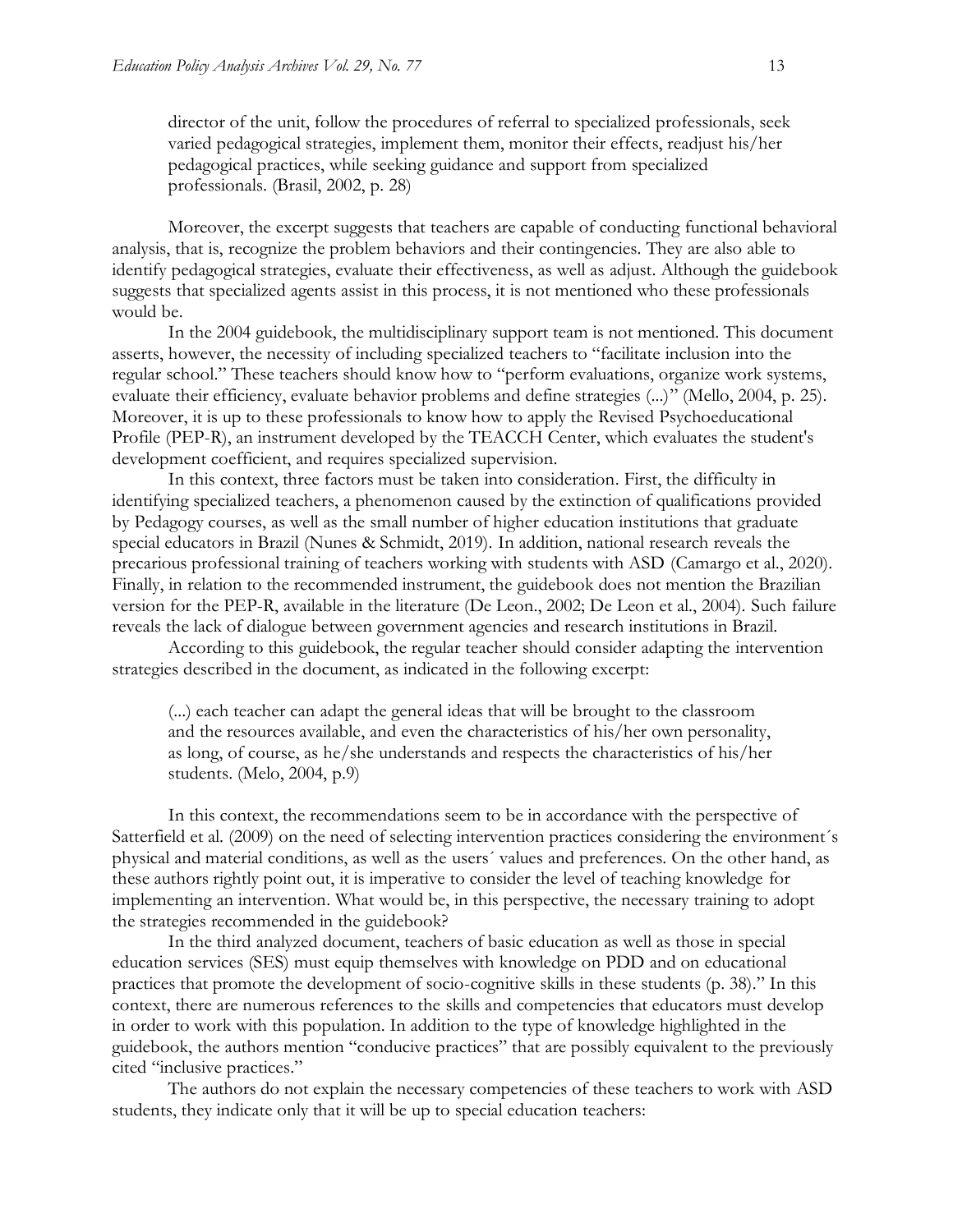> director of the unit, follow the procedures of referral to specialized professionals, seek varied pedagogical strategies, implement them, monitor their effects, readjust his/her pedagogical practices, while seeking guidance and support from specialized professionals. (Brasil, 2002, p. 28)

Moreover, the excerpt suggests that teachers are capable of conducting functional behavioral analysis, that is, recognize the problem behaviors and their contingencies. They are also able to identify pedagogical strategies, evaluate their effectiveness, as well as adjust. Although the guidebook suggests that specialized agents assist in this process, it is not mentioned who these professionals would be.

In the 2004 guidebook, the multidisciplinary support team is not mentioned. This document asserts, however, the necessity of including specialized teachers to "facilitate inclusion into the regular school." These teachers should know how to "perform evaluations, organize work systems, evaluate their efficiency, evaluate behavior problems and define strategies (...)" (Mello, 2004, p. 25). Moreover, it is up to these professionals to know how to apply the Revised Psychoeducational Profile (PEP-R), an instrument developed by the TEACCH Center, which evaluates the student's development coefficient, and requires specialized supervision.

In this context, three factors must be taken into consideration. First, the difficulty in identifying specialized teachers, a phenomenon caused by the extinction of qualifications provided by Pedagogy courses, as well as the small number of higher education institutions that graduate special educators in Brazil (Nunes & Schmidt, 2019). In addition, national research reveals the precarious professional training of teachers working with students with ASD (Camargo et al., 2020). Finally, in relation to the recommended instrument, the guidebook does not mention the Brazilian version for the PEP-R, available in the literature (De Leon., 2002; De Leon et al., 2004). Such failure reveals the lack of dialogue between government agencies and research institutions in Brazil.

According to this guidebook, the regular teacher should consider adapting the intervention strategies described in the document, as indicated in the following excerpt:

> (...) each teacher can adapt the general ideas that will be brought to the classroom and the resources available, and even the characteristics of his/her own personality, as long, of course, as he/she understands and respects the characteristics of his/her students. (Melo, 2004, p.9)

In this context, the recommendations seem to be in accordance with the perspective of Satterfield et al. (2009) on the need of selecting intervention practices considering the environment´s physical and material conditions, as well as the users´ values and preferences. On the other hand, as these authors rightly point out, it is imperative to consider the level of teaching knowledge for implementing an intervention. What would be, in this perspective, the necessary training to adopt the strategies recommended in the guidebook?

In the third analyzed document, teachers of basic education as well as those in special education services (SES) must equip themselves with knowledge on PDD and on educational practices that promote the development of socio-cognitive skills in these students (p. 38)." In this context, there are numerous references to the skills and competencies that educators must develop in order to work with this population. In addition to the type of knowledge highlighted in the guidebook, the authors mention "conducive practices" that are possibly equivalent to the previously cited "inclusive practices."

The authors do not explain the necessary competencies of these teachers to work with ASD students, they indicate only that it will be up to special education teachers: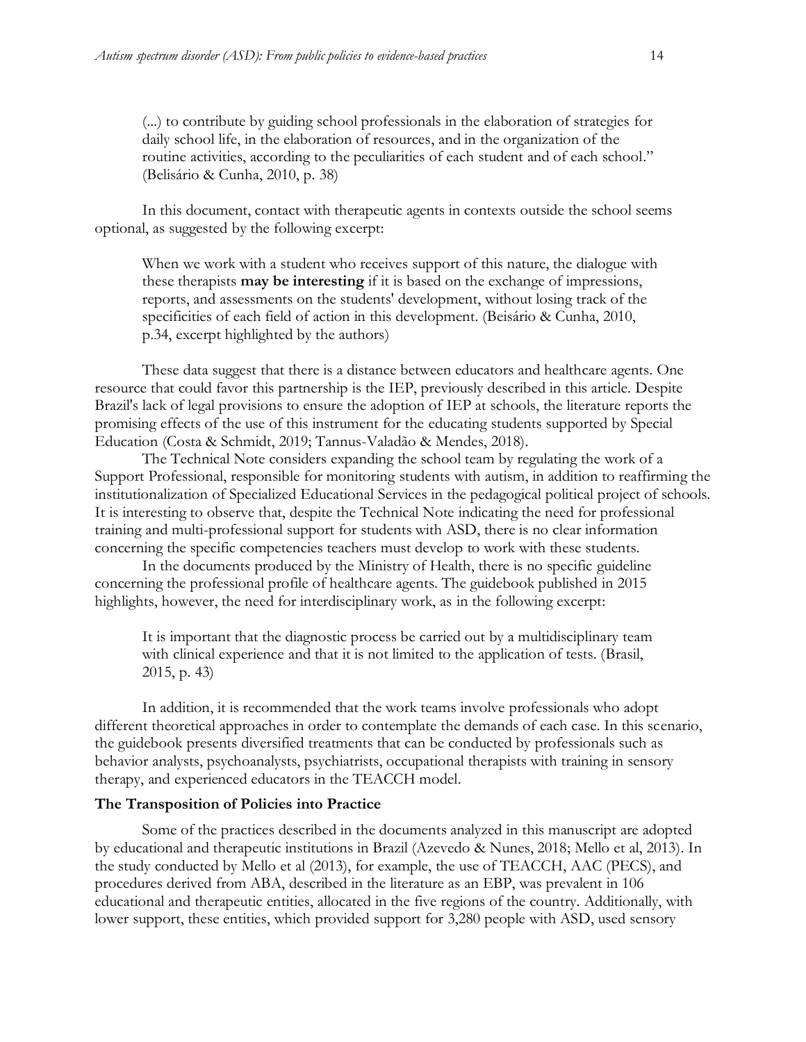> (...) to contribute by guiding school professionals in the elaboration of strategies for daily school life, in the elaboration of resources, and in the organization of the routine activities, according to the peculiarities of each student and of each school." (Belisário & Cunha, 2010, p. 38)

In this document, contact with therapeutic agents in contexts outside the school seems optional, as suggested by the following excerpt:

> When we work with a student who receives support of this nature, the dialogue with these therapists **may be interesting** if it is based on the exchange of impressions, reports, and assessments on the students' development, without losing track of the specificities of each field of action in this development. (Beisário & Cunha, 2010, p.34, excerpt highlighted by the authors)

These data suggest that there is a distance between educators and healthcare agents. One resource that could favor this partnership is the IEP, previously described in this article. Despite Brazil's lack of legal provisions to ensure the adoption of IEP at schools, the literature reports the promising effects of the use of this instrument for the educating students supported by Special Education (Costa & Schmidt, 2019; Tannus-Valadão & Mendes, 2018).

The Technical Note considers expanding the school team by regulating the work of a Support Professional, responsible for monitoring students with autism, in addition to reaffirming the institutionalization of Specialized Educational Services in the pedagogical political project of schools. It is interesting to observe that, despite the Technical Note indicating the need for professional training and multi-professional support for students with ASD, there is no clear information concerning the specific competencies teachers must develop to work with these students.

In the documents produced by the Ministry of Health, there is no specific guideline concerning the professional profile of healthcare agents. The guidebook published in 2015 highlights, however, the need for interdisciplinary work, as in the following excerpt:

> It is important that the diagnostic process be carried out by a multidisciplinary team with clinical experience and that it is not limited to the application of tests. (Brasil, 2015, p. 43)

In addition, it is recommended that the work teams involve professionals who adopt different theoretical approaches in order to contemplate the demands of each case. In this scenario, the guidebook presents diversified treatments that can be conducted by professionals such as behavior analysts, psychoanalysts, psychiatrists, occupational therapists with training in sensory therapy, and experienced educators in the TEACCH model.

**The Transposition of Policies into Practice**

Some of the practices described in the documents analyzed in this manuscript are adopted by educational and therapeutic institutions in Brazil (Azevedo & Nunes, 2018; Mello et al, 2013). In the study conducted by Mello et al (2013), for example, the use of TEACCH, AAC (PECS), and procedures derived from ABA, described in the literature as an EBP, was prevalent in 106 educational and therapeutic entities, allocated in the five regions of the country. Additionally, with lower support, these entities, which provided support for 3,280 people with ASD, used sensory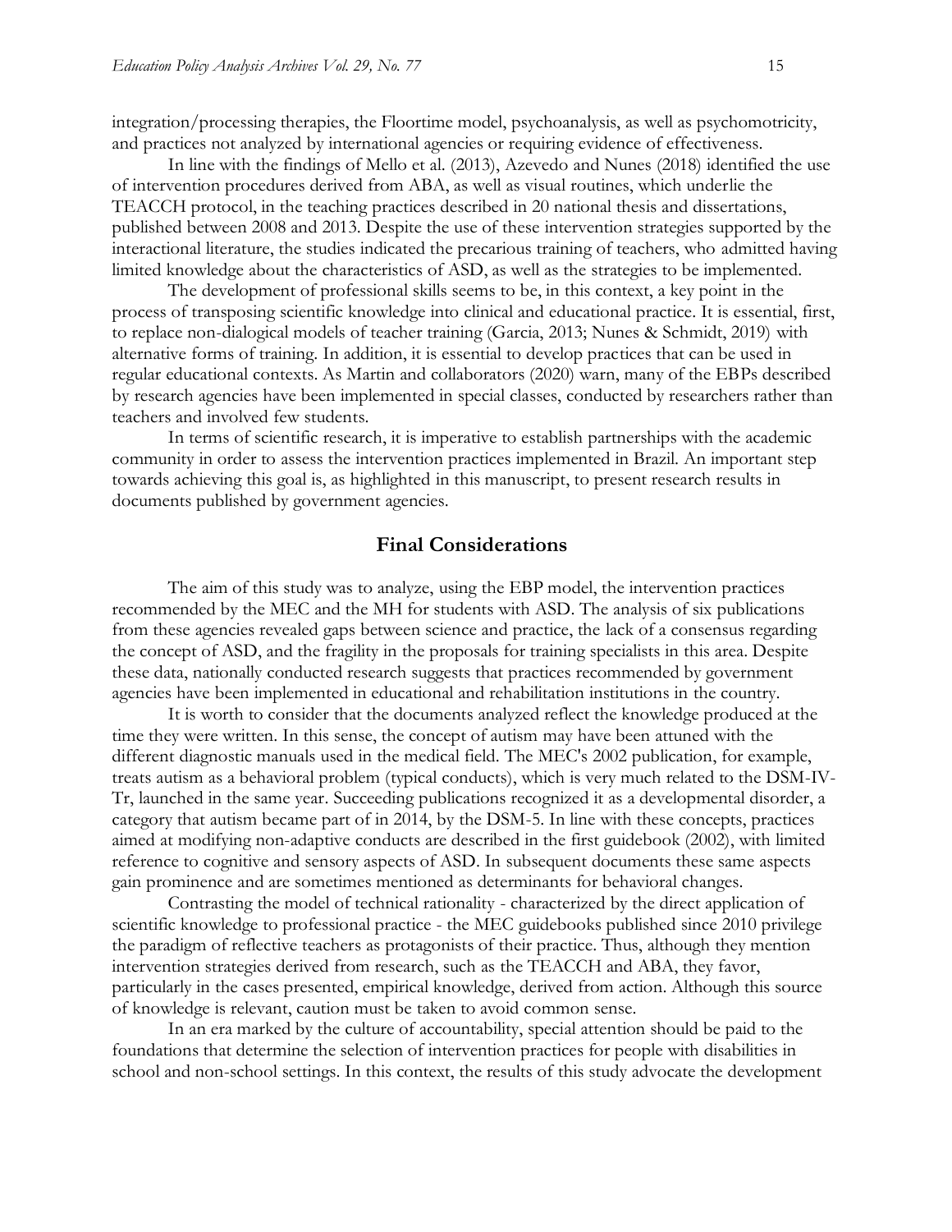integration/processing therapies, the Floortime model, psychoanalysis, as well as psychomotricity, and practices not analyzed by international agencies or requiring evidence of effectiveness.

In line with the findings of Mello et al. (2013), Azevedo and Nunes (2018) identified the use of intervention procedures derived from ABA, as well as visual routines, which underlie the TEACCH protocol, in the teaching practices described in 20 national thesis and dissertations, published between 2008 and 2013. Despite the use of these intervention strategies supported by the interactional literature, the studies indicated the precarious training of teachers, who admitted having limited knowledge about the characteristics of ASD, as well as the strategies to be implemented.

The development of professional skills seems to be, in this context, a key point in the process of transposing scientific knowledge into clinical and educational practice. It is essential, first, to replace non-dialogical models of teacher training (Garcia, 2013; Nunes & Schmidt, 2019) with alternative forms of training. In addition, it is essential to develop practices that can be used in regular educational contexts. As Martin and collaborators (2020) warn, many of the EBPs described by research agencies have been implemented in special classes, conducted by researchers rather than teachers and involved few students.

In terms of scientific research, it is imperative to establish partnerships with the academic community in order to assess the intervention practices implemented in Brazil. An important step towards achieving this goal is, as highlighted in this manuscript, to present research results in documents published by government agencies.

## Final Considerations

The aim of this study was to analyze, using the EBP model, the intervention practices recommended by the MEC and the MH for students with ASD. The analysis of six publications from these agencies revealed gaps between science and practice, the lack of a consensus regarding the concept of ASD, and the fragility in the proposals for training specialists in this area. Despite these data, nationally conducted research suggests that practices recommended by government agencies have been implemented in educational and rehabilitation institutions in the country.

It is worth to consider that the documents analyzed reflect the knowledge produced at the time they were written. In this sense, the concept of autism may have been attuned with the different diagnostic manuals used in the medical field. The MEC's 2002 publication, for example, treats autism as a behavioral problem (typical conducts), which is very much related to the DSM-IV-Tr, launched in the same year. Succeeding publications recognized it as a developmental disorder, a category that autism became part of in 2014, by the DSM-5. In line with these concepts, practices aimed at modifying non-adaptive conducts are described in the first guidebook (2002), with limited reference to cognitive and sensory aspects of ASD. In subsequent documents these same aspects gain prominence and are sometimes mentioned as determinants for behavioral changes.

Contrasting the model of technical rationality - characterized by the direct application of scientific knowledge to professional practice - the MEC guidebooks published since 2010 privilege the paradigm of reflective teachers as protagonists of their practice. Thus, although they mention intervention strategies derived from research, such as the TEACCH and ABA, they favor, particularly in the cases presented, empirical knowledge, derived from action. Although this source of knowledge is relevant, caution must be taken to avoid common sense.

In an era marked by the culture of accountability, special attention should be paid to the foundations that determine the selection of intervention practices for people with disabilities in school and non-school settings. In this context, the results of this study advocate the development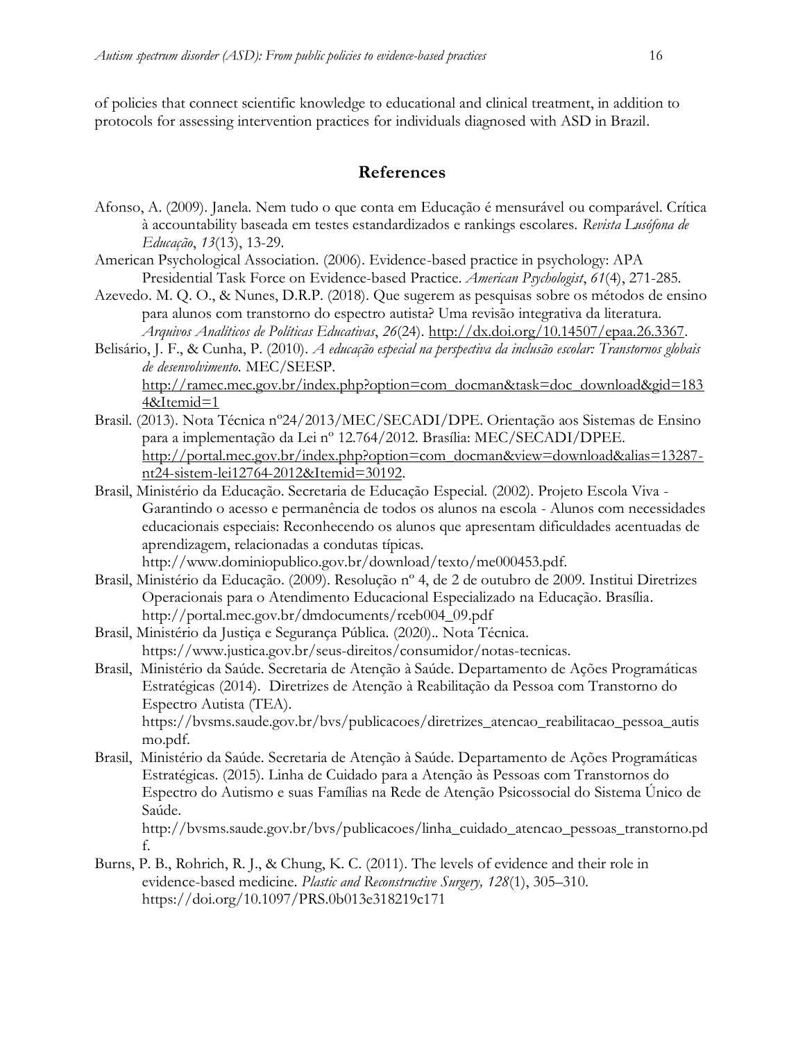of policies that connect scientific knowledge to educational and clinical treatment, in addition to protocols for assessing intervention practices for individuals diagnosed with ASD in Brazil.

## References

Afonso, A. (2009). Janela. Nem tudo o que conta em Educação é mensurável ou comparável. Crítica à accountability baseada em testes estandardizados e rankings escolares. *Revista Lusófona de Educação*, *13*(13), 13-29.

American Psychological Association. (2006). Evidence-based practice in psychology: APA Presidential Task Force on Evidence-based Practice. *American Psychologist*, *61*(4), 271-285.

Azevedo. M. Q. O., & Nunes, D.R.P. (2018). Que sugerem as pesquisas sobre os métodos de ensino para alunos com transtorno do espectro autista? Uma revisão integrativa da literatura. *Arquivos Analíticos de Políticas Educativas*, *26*(24). http://dx.doi.org/10.14507/epaa.26.3367.

Belisário, J. F., & Cunha, P. (2010). *A educação especial na perspectiva da inclusão escolar: Transtornos globais de desenvolvimento*. MEC/SEESP. http://ramec.mec.gov.br/index.php?option=com_docman&task=doc_download&gid=1834&Itemid=1

Brasil. (2013). Nota Técnica nº24/2013/MEC/SECADI/DPE. Orientação aos Sistemas de Ensino para a implementação da Lei nº 12.764/2012. Brasília: MEC/SECADI/DPEE. http://portal.mec.gov.br/index.php?option=com_docman&view=download&alias=13287-nt24-sistem-lei12764-2012&Itemid=30192.

Brasil, Ministério da Educação. Secretaria de Educação Especial. (2002). Projeto Escola Viva - Garantindo o acesso e permanência de todos os alunos na escola - Alunos com necessidades educacionais especiais: Reconhecendo os alunos que apresentam dificuldades acentuadas de aprendizagem, relacionadas a condutas típicas. http://www.dominiopublico.gov.br/download/texto/me000453.pdf.

Brasil, Ministério da Educação. (2009). Resolução nº 4, de 2 de outubro de 2009. Institui Diretrizes Operacionais para o Atendimento Educacional Especializado na Educação. Brasília. http://portal.mec.gov.br/dmdocuments/rceb004_09.pdf

Brasil, Ministério da Justiça e Segurança Pública. (2020).. Nota Técnica. https://www.justica.gov.br/seus-direitos/consumidor/notas-tecnicas.

Brasil, Ministério da Saúde. Secretaria de Atenção à Saúde. Departamento de Ações Programáticas Estratégicas (2014). Diretrizes de Atenção à Reabilitação da Pessoa com Transtorno do Espectro Autista (TEA). https://bvsms.saude.gov.br/bvs/publicacoes/diretrizes_atencao_reabilitacao_pessoa_autismo.pdf.

Brasil, Ministério da Saúde. Secretaria de Atenção à Saúde. Departamento de Ações Programáticas Estratégicas. (2015). Linha de Cuidado para a Atenção às Pessoas com Transtornos do Espectro do Autismo e suas Famílias na Rede de Atenção Psicossocial do Sistema Único de Saúde. http://bvsms.saude.gov.br/bvs/publicacoes/linha_cuidado_atencao_pessoas_transtorno.pdf.

Burns, P. B., Rohrich, R. J., & Chung, K. C. (2011). The levels of evidence and their role in evidence-based medicine. *Plastic and Reconstructive Surgery, 128*(1), 305–310. https://doi.org/10.1097/PRS.0b013e318219c171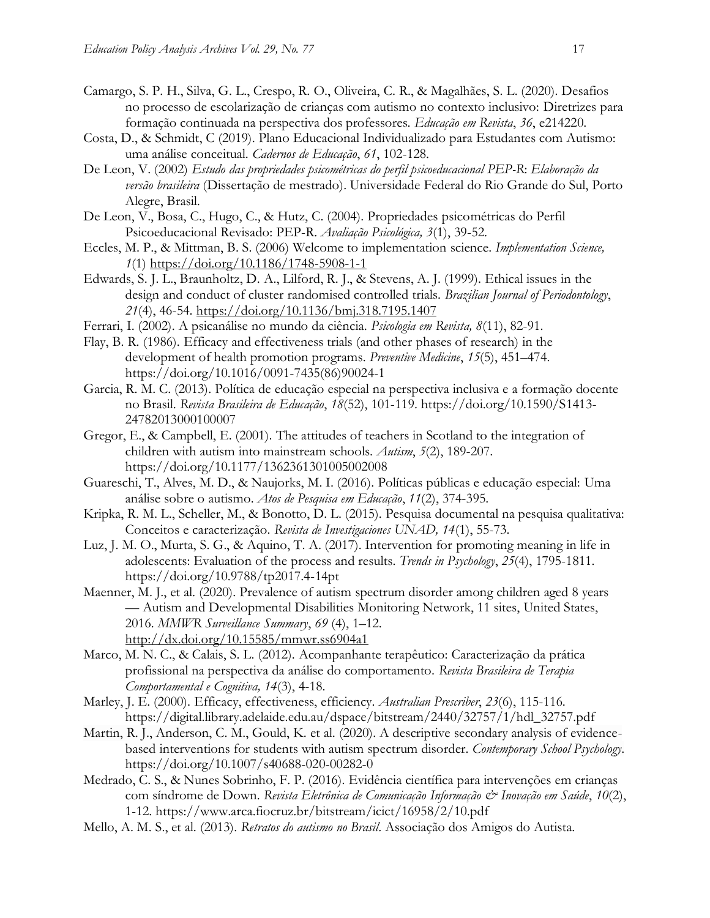Camargo, S. P. H., Silva, G. L., Crespo, R. O., Oliveira, C. R., & Magalhães, S. L. (2020). Desafios no processo de escolarização de crianças com autismo no contexto inclusivo: Diretrizes para formação continuada na perspectiva dos professores. *Educação em Revista*, *36*, e214220.

Costa, D., & Schmidt, C (2019). Plano Educacional Individualizado para Estudantes com Autismo: uma análise conceitual. *Cadernos de Educação*, *61*, 102-128.

De Leon, V. (2002) *Estudo das propriedades psicométricas do perfil psicoeducacional PEP-R: Elaboração da versão brasileira* (Dissertação de mestrado). Universidade Federal do Rio Grande do Sul, Porto Alegre, Brasil.

De Leon, V., Bosa, C., Hugo, C., & Hutz, C. (2004). Propriedades psicométricas do Perfil Psicoeducacional Revisado: PEP-R. *Avaliação Psicológica, 3*(1), 39-52.

Eccles, M. P., & Mittman, B. S. (2006) Welcome to implementation science. *Implementation Science, 1*(1) https://doi.org/10.1186/1748-5908-1-1

Edwards, S. J. L., Braunholtz, D. A., Lilford, R. J., & Stevens, A. J. (1999). Ethical issues in the design and conduct of cluster randomised controlled trials. *Brazilian Journal of Periodontology*, *21*(4), 46-54. https://doi.org/10.1136/bmj.318.7195.1407

Ferrari, I. (2002). A psicanálise no mundo da ciência. *Psicologia em Revista, 8*(11), 82-91.

Flay, B. R. (1986). Efficacy and effectiveness trials (and other phases of research) in the development of health promotion programs. *Preventive Medicine*, *15*(5), 451–474. https://doi.org/10.1016/0091-7435(86)90024-1

Garcia, R. M. C. (2013). Política de educação especial na perspectiva inclusiva e a formação docente no Brasil. *Revista Brasileira de Educação*, *18*(52), 101-119. https://doi.org/10.1590/S1413-24782013000100007

Gregor, E., & Campbell, E. (2001). The attitudes of teachers in Scotland to the integration of children with autism into mainstream schools. *Autism*, *5*(2), 189-207. https://doi.org/10.1177/1362361301005002008

Guareschi, T., Alves, M. D., & Naujorks, M. I. (2016). Políticas públicas e educação especial: Uma análise sobre o autismo. *Atos de Pesquisa em Educação*, *11*(2), 374-395.

Kripka, R. M. L., Scheller, M., & Bonotto, D. L. (2015). Pesquisa documental na pesquisa qualitativa: Conceitos e caracterização. *Revista de Investigaciones UNAD, 14*(1), 55-73.

Luz, J. M. O., Murta, S. G., & Aquino, T. A. (2017). Intervention for promoting meaning in life in adolescents: Evaluation of the process and results. *Trends in Psychology*, *25*(4), 1795-1811. https://doi.org/10.9788/tp2017.4-14pt

Maenner, M. J., et al. (2020). Prevalence of autism spectrum disorder among children aged 8 years — Autism and Developmental Disabilities Monitoring Network, 11 sites, United States, 2016. *MMWR Surveillance Summary*, *69* (4), 1–12. http://dx.doi.org/10.15585/mmwr.ss6904a1

Marco, M. N. C., & Calais, S. L. (2012). Acompanhante terapêutico: Caracterização da prática profissional na perspectiva da análise do comportamento. *Revista Brasileira de Terapia Comportamental e Cognitiva, 14*(3), 4-18.

Marley, J. E. (2000). Efficacy, effectiveness, efficiency. *Australian Prescriber*, *23*(6), 115-116. https://digital.library.adelaide.edu.au/dspace/bitstream/2440/32757/1/hdl_32757.pdf

Martin, R. J., Anderson, C. M., Gould, K. et al. (2020). A descriptive secondary analysis of evidence-based interventions for students with autism spectrum disorder. *Contemporary School Psychology*. https://doi.org/10.1007/s40688-020-00282-0

Medrado, C. S., & Nunes Sobrinho, F. P. (2016). Evidência científica para intervenções em crianças com síndrome de Down. *Revista Eletrônica de Comunicação Informação & Inovação em Saúde*, *10*(2), 1-12. https://www.arca.fiocruz.br/bitstream/icict/16958/2/10.pdf

Mello, A. M. S., et al. (2013). *Retratos do autismo no Brasil*. Associação dos Amigos do Autista.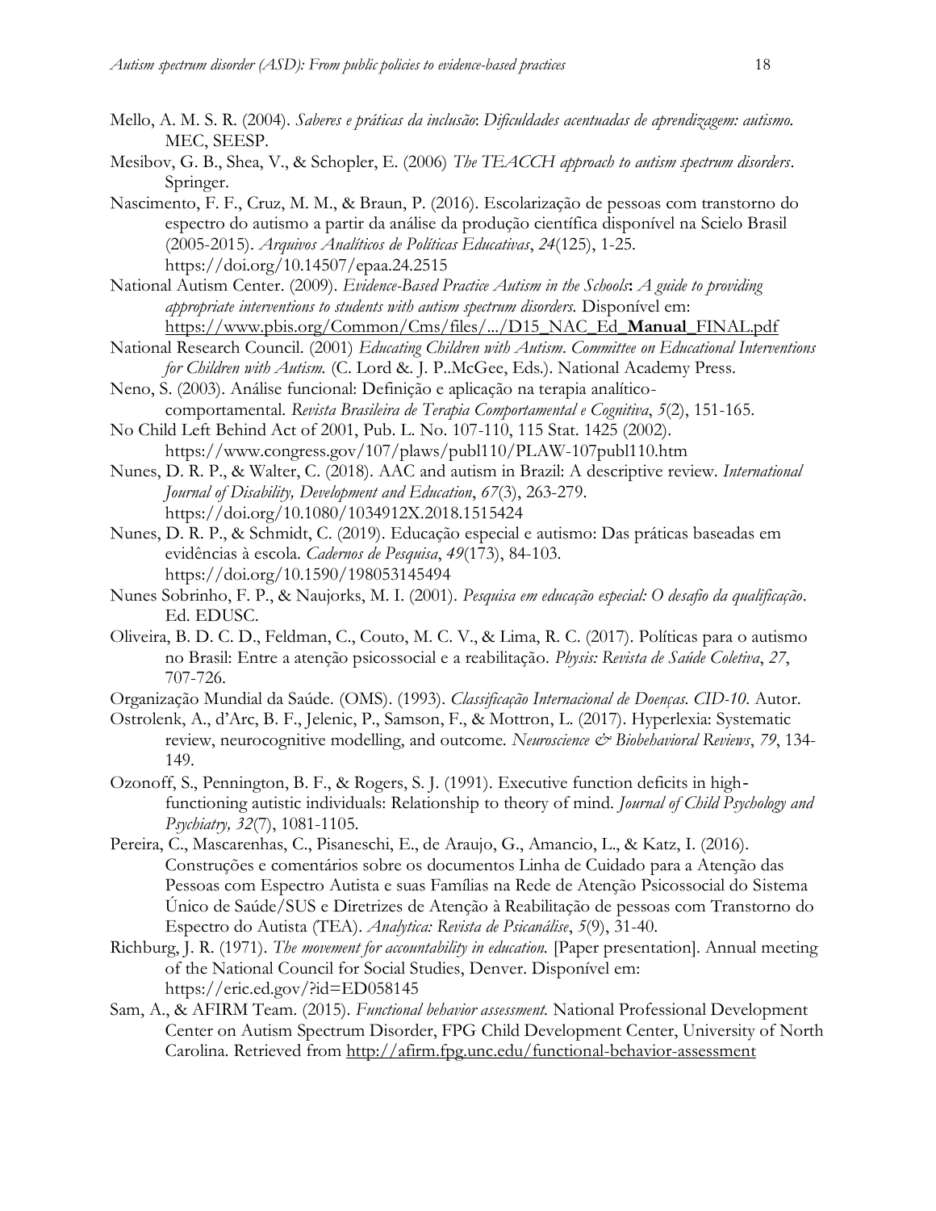Mello, A. M. S. R. (2004). *Saberes e práticas da inclusão*: *Dificuldades acentuadas de aprendizagem: autismo.* MEC, SEESP.

Mesibov, G. B., Shea, V., & Schopler, E. (2006) *The TEACCH approach to autism spectrum disorders*. Springer.

Nascimento, F. F., Cruz, M. M., & Braun, P. (2016). Escolarização de pessoas com transtorno do espectro do autismo a partir da análise da produção científica disponível na Scielo Brasil (2005-2015). *Arquivos Analíticos de Políticas Educativas*, *24*(125), 1-25. https://doi.org/10.14507/epaa.24.2515

National Autism Center. (2009). *Evidence-Based Practice Autism in the Schools*: *A guide to providing appropriate interventions to students with autism spectrum disorders.* Disponível em: https://www.pbis.org/Common/Cms/files/.../D15_NAC_Ed_**Manual**_FINAL.pdf

National Research Council. (2001) *Educating Children with Autism*. *Committee on Educational Interventions for Children with Autism.* (C. Lord &. J. P..McGee, Eds.). National Academy Press.

Neno, S. (2003). Análise funcional: Definição e aplicação na terapia analítico-comportamental. *Revista Brasileira de Terapia Comportamental e Cognitiva*, *5*(2), 151-165.

No Child Left Behind Act of 2001, Pub. L. No. 107-110, 115 Stat. 1425 (2002). https://www.congress.gov/107/plaws/publ110/PLAW-107publ110.htm

Nunes, D. R. P., & Walter, C. (2018). AAC and autism in Brazil: A descriptive review. *International Journal of Disability, Development and Education*, *67*(3), 263-279. https://doi.org/10.1080/1034912X.2018.1515424

Nunes, D. R. P., & Schmidt, C. (2019). Educação especial e autismo: Das práticas baseadas em evidências à escola. *Cadernos de Pesquisa*, *49*(173), 84-103. https://doi.org/10.1590/198053145494

Nunes Sobrinho, F. P., & Naujorks, M. I. (2001). *Pesquisa em educação especial: O desafio da qualificação*. Ed. EDUSC.

Oliveira, B. D. C. D., Feldman, C., Couto, M. C. V., & Lima, R. C. (2017). Políticas para o autismo no Brasil: Entre a atenção psicossocial e a reabilitação. *Physis: Revista de Saúde Coletiva*, *27*, 707-726.

Organização Mundial da Saúde. (OMS). (1993). *Classificação Internacional de Doenças. CID-10*. Autor.

Ostrolenk, A., d'Arc, B. F., Jelenic, P., Samson, F., & Mottron, L. (2017). Hyperlexia: Systematic review, neurocognitive modelling, and outcome. *Neuroscience & Biobehavioral Reviews*, *79*, 134-149.

Ozonoff, S., Pennington, B. F., & Rogers, S. J. (1991). Executive function deficits in high-functioning autistic individuals: Relationship to theory of mind. *Journal of Child Psychology and Psychiatry, 32*(7), 1081-1105.

Pereira, C., Mascarenhas, C., Pisaneschi, E., de Araujo, G., Amancio, L., & Katz, I. (2016). Construções e comentários sobre os documentos Linha de Cuidado para a Atenção das Pessoas com Espectro Autista e suas Famílias na Rede de Atenção Psicossocial do Sistema Único de Saúde/SUS e Diretrizes de Atenção à Reabilitação de pessoas com Transtorno do Espectro do Autista (TEA). *Analytica: Revista de Psicanálise*, *5*(9), 31-40.

Richburg, J. R. (1971). *The movement for accountability in education.* [Paper presentation]. Annual meeting of the National Council for Social Studies, Denver. Disponível em: https://eric.ed.gov/?id=ED058145

Sam, A., & AFIRM Team. (2015). *Functional behavior assessment.* National Professional Development Center on Autism Spectrum Disorder, FPG Child Development Center, University of North Carolina. Retrieved from http://afirm.fpg.unc.edu/functional-behavior-assessment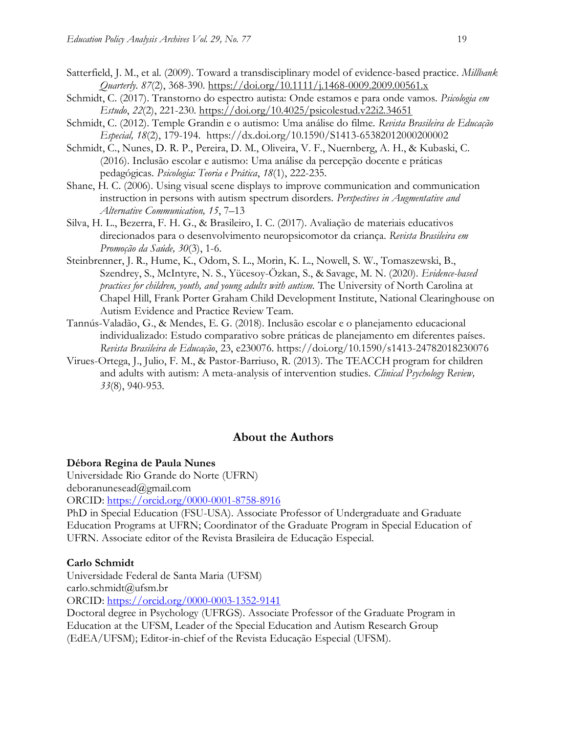Satterfield, J. M., et al. (2009). Toward a transdisciplinary model of evidence-based practice. *Millbank Quarterly. 87*(2), 368-390. https://doi.org/10.1111/j.1468-0009.2009.00561.x

Schmidt, C. (2017). Transtorno do espectro autista: Onde estamos e para onde vamos. *Psicologia em Estudo*, *22*(2), 221-230. https://doi.org/10.4025/psicolestud.v22i2.34651

Schmidt, C. (2012). Temple Grandin e o autismo: Uma análise do filme. *Revista Brasileira de Educação Especial, 18*(2), 179-194. https://dx.doi.org/10.1590/S1413-65382012000200002

Schmidt, C., Nunes, D. R. P., Pereira, D. M., Oliveira, V. F., Nuernberg, A. H., & Kubaski, C. (2016). Inclusão escolar e autismo: Uma análise da percepção docente e práticas pedagógicas. *Psicologia: Teoria e Prática*, *18*(1), 222-235.

Shane, H. C. (2006). Using visual scene displays to improve communication and communication instruction in persons with autism spectrum disorders. *Perspectives in Augmentative and Alternative Communication, 15*, 7–13

Silva, H. L., Bezerra, F. H. G., & Brasileiro, I. C. (2017). Avaliação de materiais educativos direcionados para o desenvolvimento neuropsicomotor da criança. *Revista Brasileira em Promoção da Saúde, 30*(3), 1-6.

Steinbrenner, J. R., Hume, K., Odom, S. L., Morin, K. L., Nowell, S. W., Tomaszewski, B., Szendrey, S., McIntyre, N. S., Yücesoy-Özkan, S., & Savage, M. N. (2020). *Evidence-based practices for children, youth, and young adults with autism.* The University of North Carolina at Chapel Hill, Frank Porter Graham Child Development Institute, National Clearinghouse on Autism Evidence and Practice Review Team.

Tannús-Valadão, G., & Mendes, E. G. (2018). Inclusão escolar e o planejamento educacional individualizado: Estudo comparativo sobre práticas de planejamento em diferentes países. *Revista Brasileira de Educação*, 23, e230076. https://doi.org/10.1590/s1413-24782018230076

Virues-Ortega, J., Julio, F. M., & Pastor-Barriuso, R. (2013). The TEACCH program for children and adults with autism: A meta-analysis of intervention studies. *Clinical Psychology Review, 33*(8), 940-953.

## About the Authors

**Débora Regina de Paula Nunes**
Universidade Rio Grande do Norte (UFRN)
deboranunesead@gmail.com
ORCID: https://orcid.org/0000-0001-8758-8916
PhD in Special Education (FSU-USA). Associate Professor of Undergraduate and Graduate Education Programs at UFRN; Coordinator of the Graduate Program in Special Education of UFRN. Associate editor of the Revista Brasileira de Educação Especial.

**Carlo Schmidt**
Universidade Federal de Santa Maria (UFSM)
carlo.schmidt@ufsm.br
ORCID: https://orcid.org/0000-0003-1352-9141
Doctoral degree in Psychology (UFRGS). Associate Professor of the Graduate Program in Education at the UFSM, Leader of the Special Education and Autism Research Group (EdEA/UFSM); Editor-in-chief of the Revista Educação Especial (UFSM).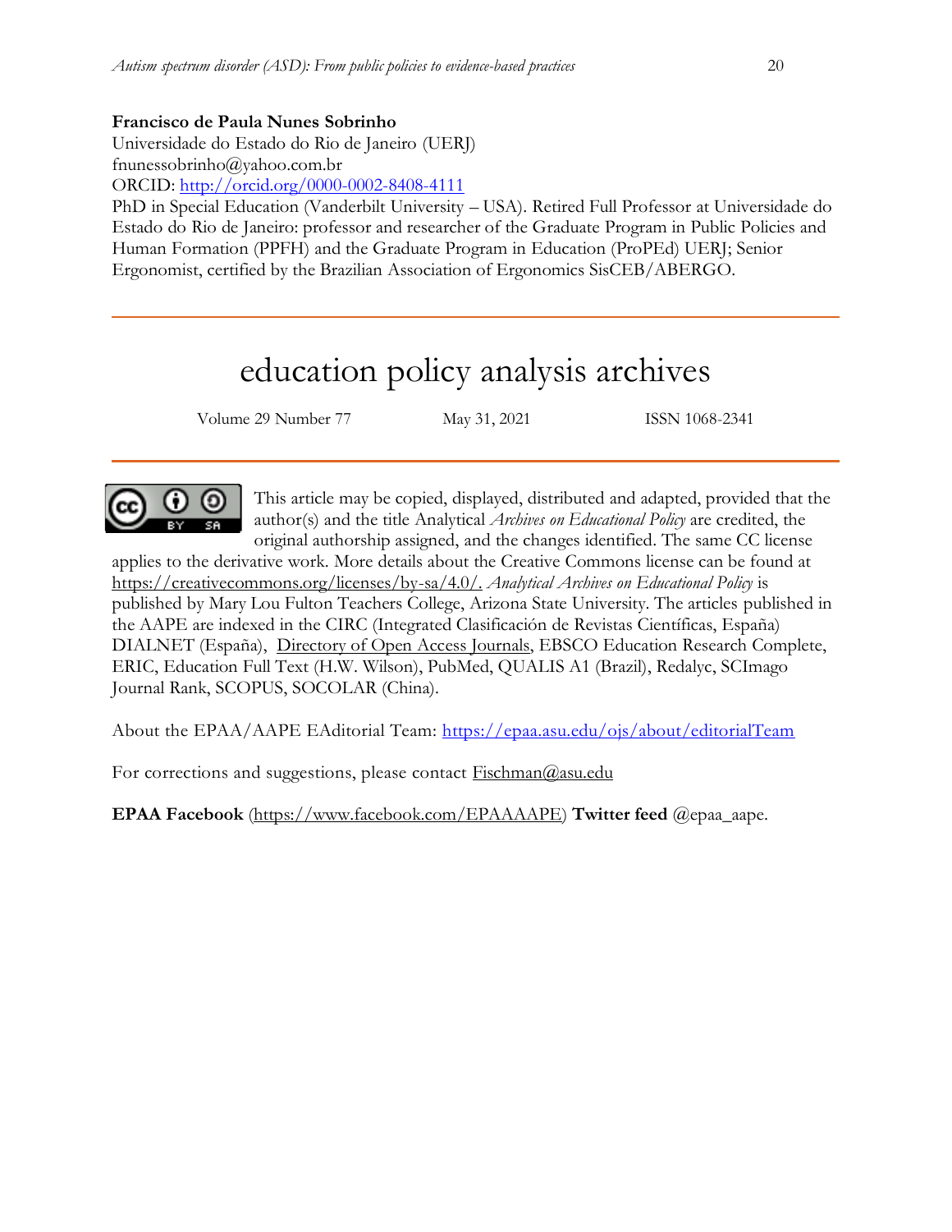**Francisco de Paula Nunes Sobrinho**
Universidade do Estado do Rio de Janeiro (UERJ)
fnunessobrinho@yahoo.com.br
ORCID: http://orcid.org/0000-0002-8408-4111
PhD in Special Education (Vanderbilt University – USA). Retired Full Professor at Universidade do Estado do Rio de Janeiro: professor and researcher of the Graduate Program in Public Policies and Human Formation (PPFH) and the Graduate Program in Education (ProPEd) UERJ; Senior Ergonomist, certified by the Brazilian Association of Ergonomics SisCEB/ABERGO.

---

# education policy analysis archives

Volume 29 Number 77 May 31, 2021 ISSN 1068-2341

---

This article may be copied, displayed, distributed and adapted, provided that the author(s) and the title Analytical *Archives on Educational Policy* are credited, the original authorship assigned, and the changes identified. The same CC license applies to the derivative work. More details about the Creative Commons license can be found at https://creativecommons.org/licenses/by-sa/4.0/. *Analytical Archives on Educational Policy* is published by Mary Lou Fulton Teachers College, Arizona State University. The articles published in the AAPE are indexed in the CIRC (Integrated Clasificación de Revistas Científicas, España) DIALNET (España), Directory of Open Access Journals, EBSCO Education Research Complete, ERIC, Education Full Text (H.W. Wilson), PubMed, QUALIS A1 (Brazil), Redalyc, SCImago Journal Rank, SCOPUS, SOCOLAR (China).

About the EPAA/AAPE EAditorial Team: https://epaa.asu.edu/ojs/about/editorialTeam

For corrections and suggestions, please contact Fischman@asu.edu

**EPAA Facebook** (https://www.facebook.com/EPAAAAPE) **Twitter feed** @epaa_aape.